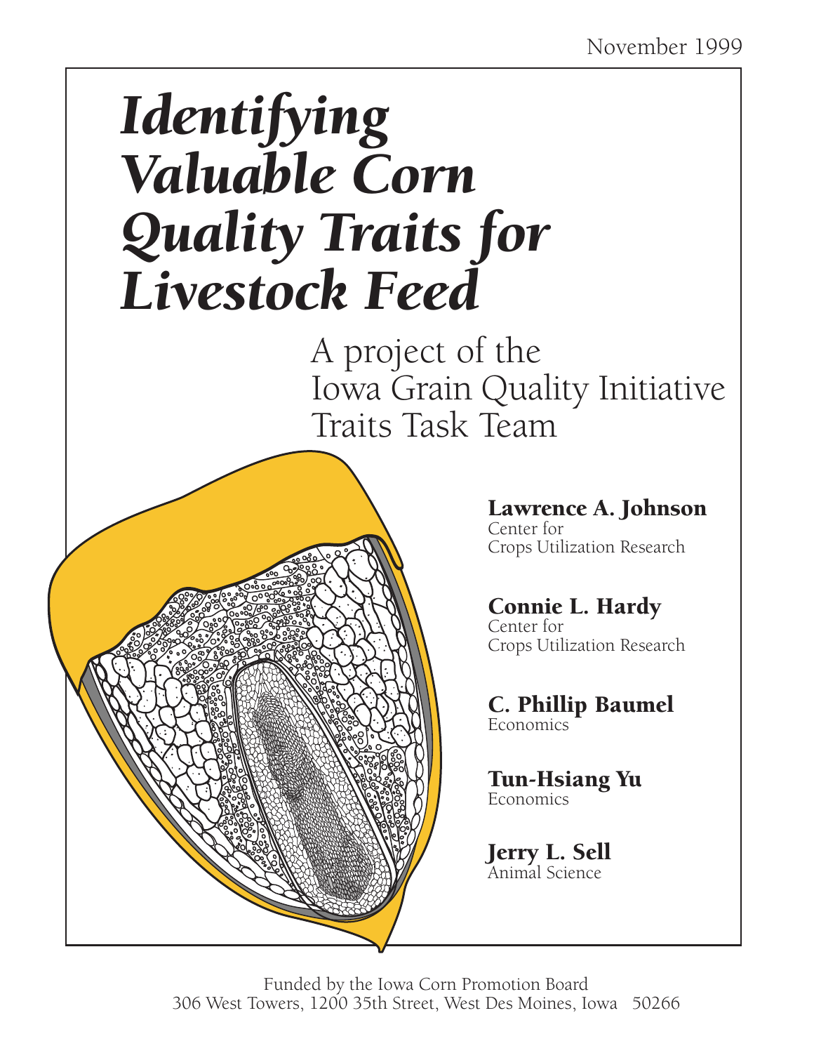November 1999

# *Identifying Valuable Corn Quality Traits for Livestock Feed*

A project of the
Iowa Grain Quality Initiative
Traits Task Team

**Lawrence A. Johnson**
Center for
Crops Utilization Research

**Connie L. Hardy**
Center for
Crops Utilization Research

**C. Phillip Baumel**
Economics

**Tun-Hsiang Yu**
Economics

**Jerry L. Sell**
Animal Science

Funded by the Iowa Corn Promotion Board
306 West Towers, 1200 35th Street, West Des Moines, Iowa 50266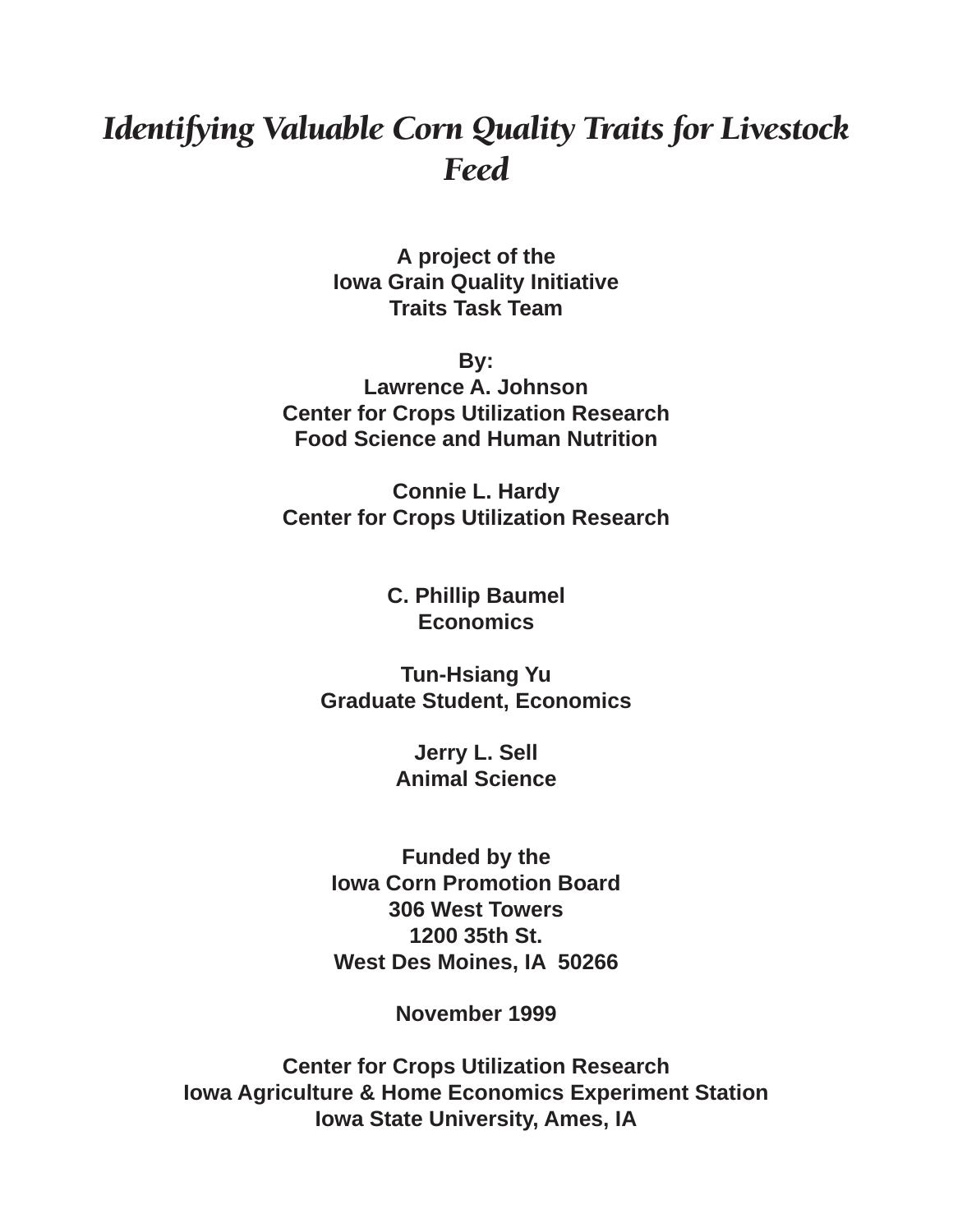# *Identifying Valuable Corn Quality Traits for Livestock Feed*

**A project of the**
**Iowa Grain Quality Initiative**
**Traits Task Team**

**By:**
**Lawrence A. Johnson**
**Center for Crops Utilization Research**
**Food Science and Human Nutrition**

**Connie L. Hardy**
**Center for Crops Utilization Research**

**C. Phillip Baumel**
**Economics**

**Tun-Hsiang Yu**
**Graduate Student, Economics**

**Jerry L. Sell**
**Animal Science**

**Funded by the**
**Iowa Corn Promotion Board**
**306 West Towers**
**1200 35th St.**
**West Des Moines, IA  50266**

**November 1999**

**Center for Crops Utilization Research**
**Iowa Agriculture & Home Economics Experiment Station**
**Iowa State University, Ames, IA**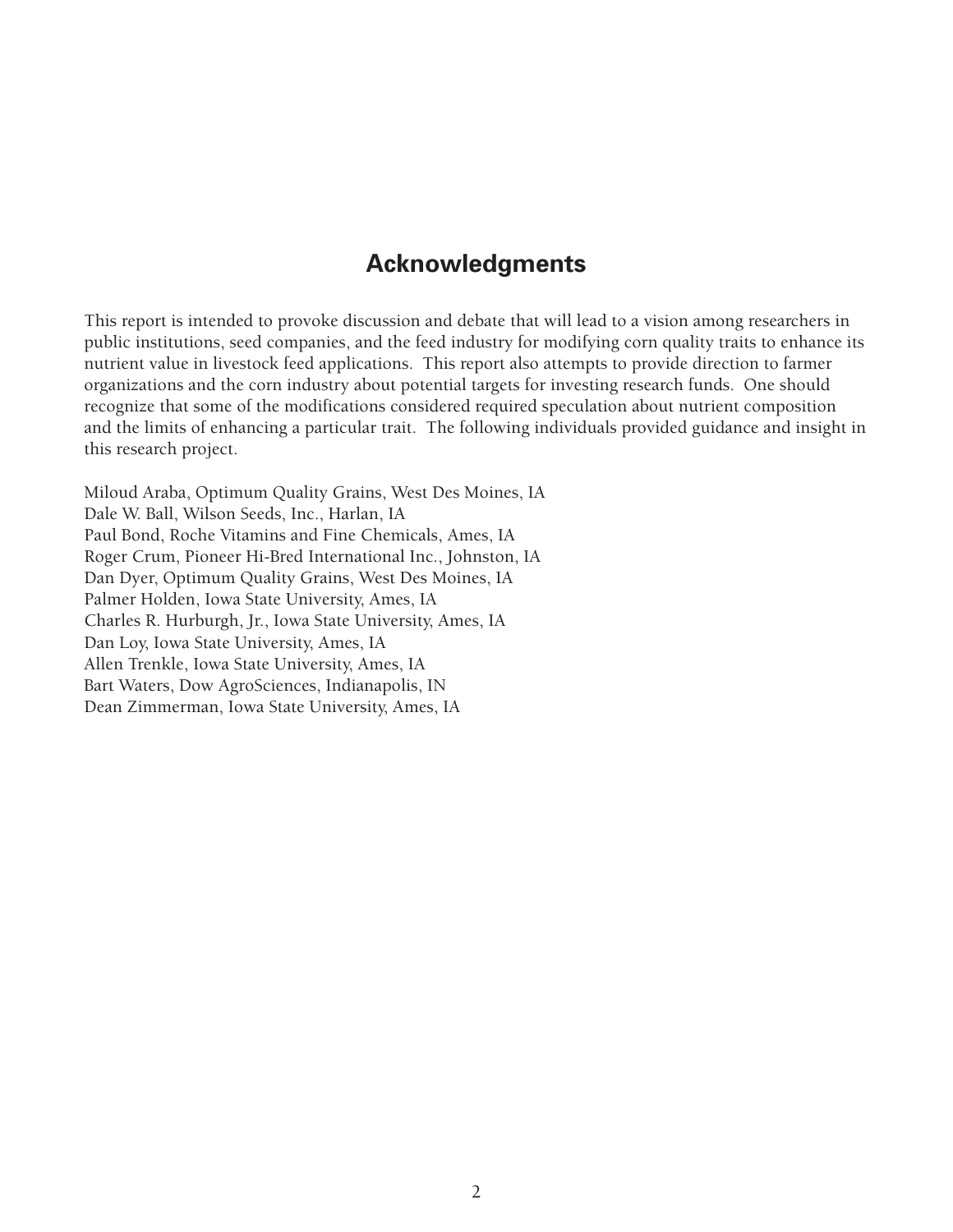## Acknowledgments

This report is intended to provoke discussion and debate that will lead to a vision among researchers in public institutions, seed companies, and the feed industry for modifying corn quality traits to enhance its nutrient value in livestock feed applications. This report also attempts to provide direction to farmer organizations and the corn industry about potential targets for investing research funds. One should recognize that some of the modifications considered required speculation about nutrient composition and the limits of enhancing a particular trait. The following individuals provided guidance and insight in this research project.

Miloud Araba, Optimum Quality Grains, West Des Moines, IA
Dale W. Ball, Wilson Seeds, Inc., Harlan, IA
Paul Bond, Roche Vitamins and Fine Chemicals, Ames, IA
Roger Crum, Pioneer Hi-Bred International Inc., Johnston, IA
Dan Dyer, Optimum Quality Grains, West Des Moines, IA
Palmer Holden, Iowa State University, Ames, IA
Charles R. Hurburgh, Jr., Iowa State University, Ames, IA
Dan Loy, Iowa State University, Ames, IA
Allen Trenkle, Iowa State University, Ames, IA
Bart Waters, Dow AgroSciences, Indianapolis, IN
Dean Zimmerman, Iowa State University, Ames, IA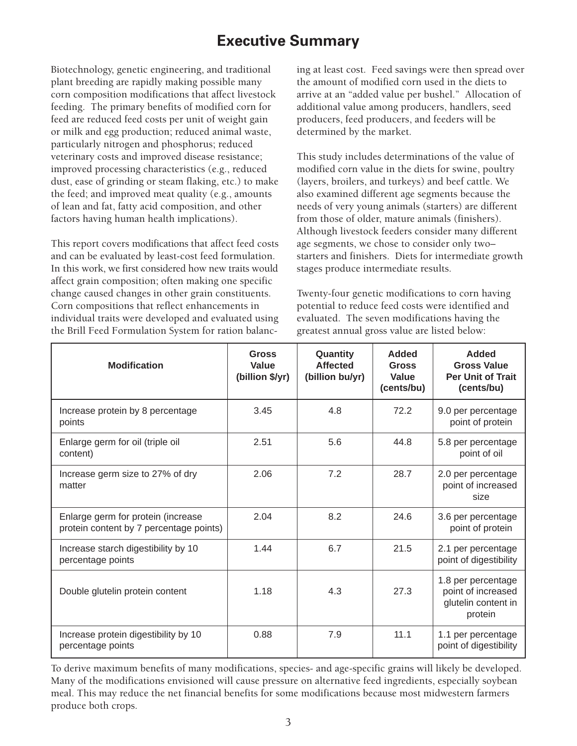# Executive Summary

Biotechnology, genetic engineering, and traditional plant breeding are rapidly making possible many corn composition modifications that affect livestock feeding. The primary benefits of modified corn for feed are reduced feed costs per unit of weight gain or milk and egg production; reduced animal waste, particularly nitrogen and phosphorus; reduced veterinary costs and improved disease resistance; improved processing characteristics (e.g., reduced dust, ease of grinding or steam flaking, etc.) to make the feed; and improved meat quality (e.g., amounts of lean and fat, fatty acid composition, and other factors having human health implications).

This report covers modifications that affect feed costs and can be evaluated by least-cost feed formulation. In this work, we first considered how new traits would affect grain composition; often making one specific change caused changes in other grain constituents. Corn compositions that reflect enhancements in individual traits were developed and evaluated using the Brill Feed Formulation System for ration balancing at least cost. Feed savings were then spread over the amount of modified corn used in the diets to arrive at an "added value per bushel." Allocation of additional value among producers, handlers, seed producers, feed producers, and feeders will be determined by the market.

This study includes determinations of the value of modified corn value in the diets for swine, poultry (layers, broilers, and turkeys) and beef cattle. We also examined different age segments because the needs of very young animals (starters) are different from those of older, mature animals (finishers). Although livestock feeders consider many different age segments, we chose to consider only two– starters and finishers. Diets for intermediate growth stages produce intermediate results.

Twenty-four genetic modifications to corn having potential to reduce feed costs were identified and evaluated. The seven modifications having the greatest annual gross value are listed below:

| Modification | Gross Value (billion $/yr) | Quantity Affected (billion bu/yr) | Added Gross Value (cents/bu) | Added Gross Value Per Unit of Trait (cents/bu) |
|---|---|---|---|---|
| Increase protein by 8 percentage points | 3.45 | 4.8 | 72.2 | 9.0 per percentage point of protein |
| Enlarge germ for oil (triple oil content) | 2.51 | 5.6 | 44.8 | 5.8 per percentage point of oil |
| Increase germ size to 27% of dry matter | 2.06 | 7.2 | 28.7 | 2.0 per percentage point of increased size |
| Enlarge germ for protein (increase protein content by 7 percentage points) | 2.04 | 8.2 | 24.6 | 3.6 per percentage point of protein |
| Increase starch digestibility by 10 percentage points | 1.44 | 6.7 | 21.5 | 2.1 per percentage point of digestibility |
| Double glutelin protein content | 1.18 | 4.3 | 27.3 | 1.8 per percentage point of increased glutelin content in protein |
| Increase protein digestibility by 10 percentage points | 0.88 | 7.9 | 11.1 | 1.1 per percentage point of digestibility |

To derive maximum benefits of many modifications, species- and age-specific grains will likely be developed. Many of the modifications envisioned will cause pressure on alternative feed ingredients, especially soybean meal. This may reduce the net financial benefits for some modifications because most midwestern farmers produce both crops.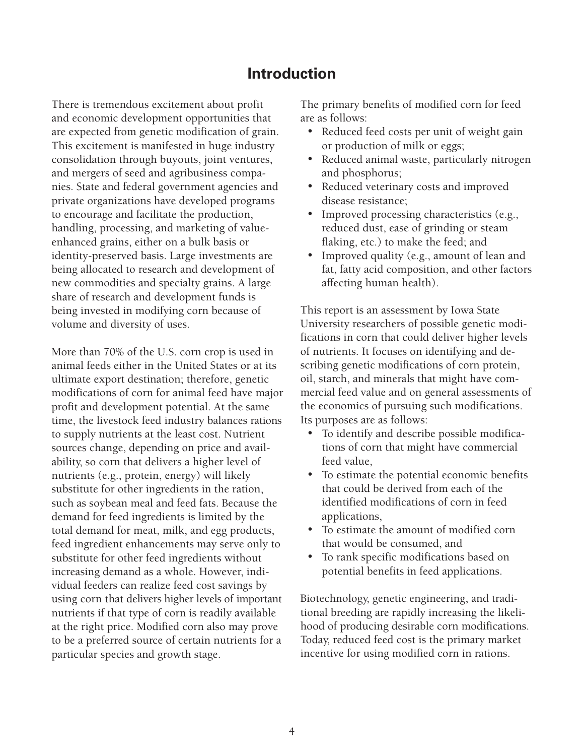# Introduction

There is tremendous excitement about profit and economic development opportunities that are expected from genetic modification of grain. This excitement is manifested in huge industry consolidation through buyouts, joint ventures, and mergers of seed and agribusiness companies. State and federal government agencies and private organizations have developed programs to encourage and facilitate the production, handling, processing, and marketing of value-enhanced grains, either on a bulk basis or identity-preserved basis. Large investments are being allocated to research and development of new commodities and specialty grains. A large share of research and development funds is being invested in modifying corn because of volume and diversity of uses.

More than 70% of the U.S. corn crop is used in animal feeds either in the United States or at its ultimate export destination; therefore, genetic modifications of corn for animal feed have major profit and development potential. At the same time, the livestock feed industry balances rations to supply nutrients at the least cost. Nutrient sources change, depending on price and availability, so corn that delivers a higher level of nutrients (e.g., protein, energy) will likely substitute for other ingredients in the ration, such as soybean meal and feed fats. Because the demand for feed ingredients is limited by the total demand for meat, milk, and egg products, feed ingredient enhancements may serve only to substitute for other feed ingredients without increasing demand as a whole. However, individual feeders can realize feed cost savings by using corn that delivers higher levels of important nutrients if that type of corn is readily available at the right price. Modified corn also may prove to be a preferred source of certain nutrients for a particular species and growth stage.

The primary benefits of modified corn for feed are as follows:

- Reduced feed costs per unit of weight gain or production of milk or eggs;
- Reduced animal waste, particularly nitrogen and phosphorus;
- Reduced veterinary costs and improved disease resistance;
- Improved processing characteristics (e.g., reduced dust, ease of grinding or steam flaking, etc.) to make the feed; and
- Improved quality (e.g., amount of lean and fat, fatty acid composition, and other factors affecting human health).

This report is an assessment by Iowa State University researchers of possible genetic modifications in corn that could deliver higher levels of nutrients. It focuses on identifying and describing genetic modifications of corn protein, oil, starch, and minerals that might have commercial feed value and on general assessments of the economics of pursuing such modifications. Its purposes are as follows:

- To identify and describe possible modifications of corn that might have commercial feed value,
- To estimate the potential economic benefits that could be derived from each of the identified modifications of corn in feed applications,
- To estimate the amount of modified corn that would be consumed, and
- To rank specific modifications based on potential benefits in feed applications.

Biotechnology, genetic engineering, and traditional breeding are rapidly increasing the likelihood of producing desirable corn modifications. Today, reduced feed cost is the primary market incentive for using modified corn in rations.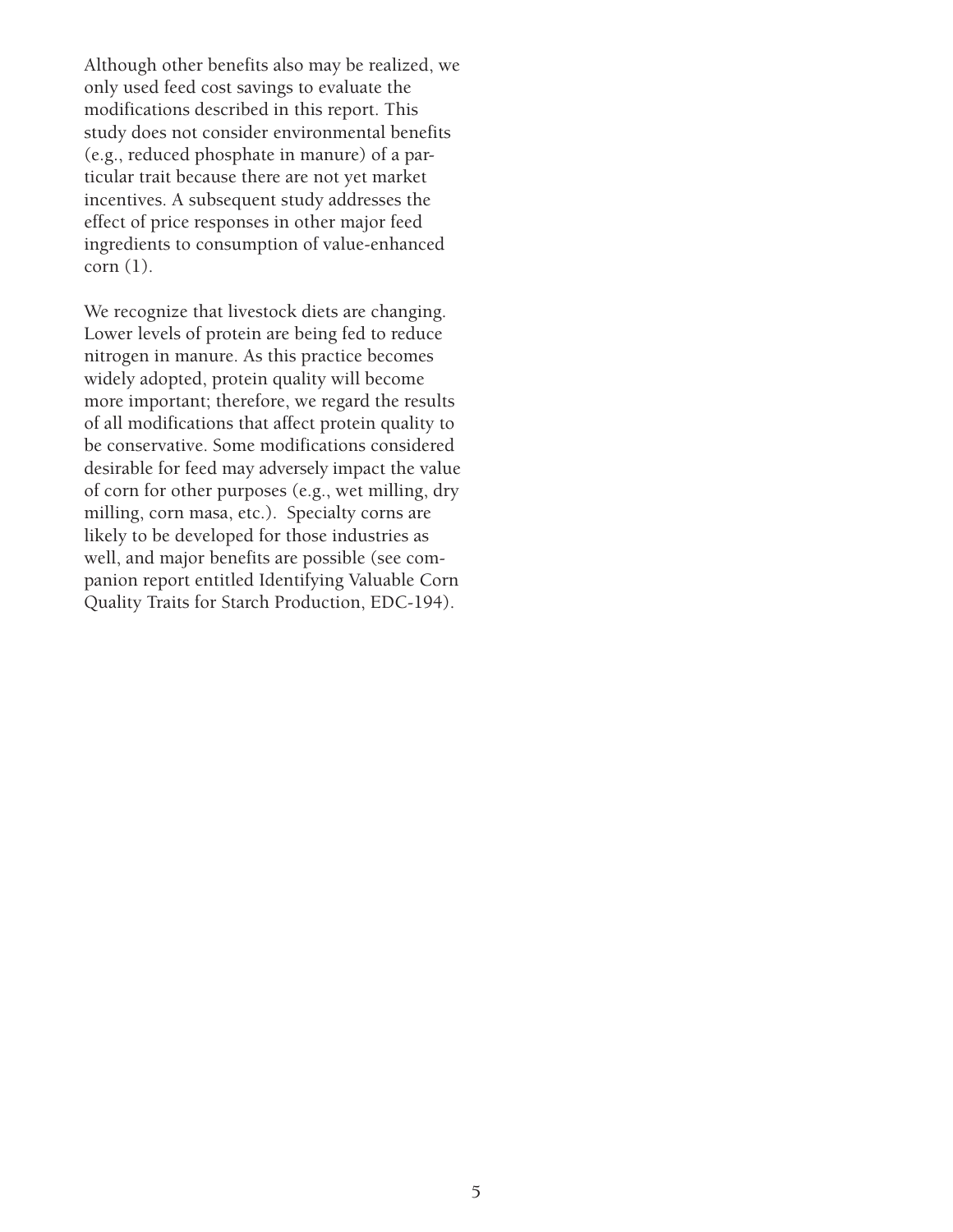Although other benefits also may be realized, we only used feed cost savings to evaluate the modifications described in this report. This study does not consider environmental benefits (e.g., reduced phosphate in manure) of a particular trait because there are not yet market incentives. A subsequent study addresses the effect of price responses in other major feed ingredients to consumption of value-enhanced corn (1).

We recognize that livestock diets are changing. Lower levels of protein are being fed to reduce nitrogen in manure. As this practice becomes widely adopted, protein quality will become more important; therefore, we regard the results of all modifications that affect protein quality to be conservative. Some modifications considered desirable for feed may adversely impact the value of corn for other purposes (e.g., wet milling, dry milling, corn masa, etc.). Specialty corns are likely to be developed for those industries as well, and major benefits are possible (see companion report entitled Identifying Valuable Corn Quality Traits for Starch Production, EDC-194).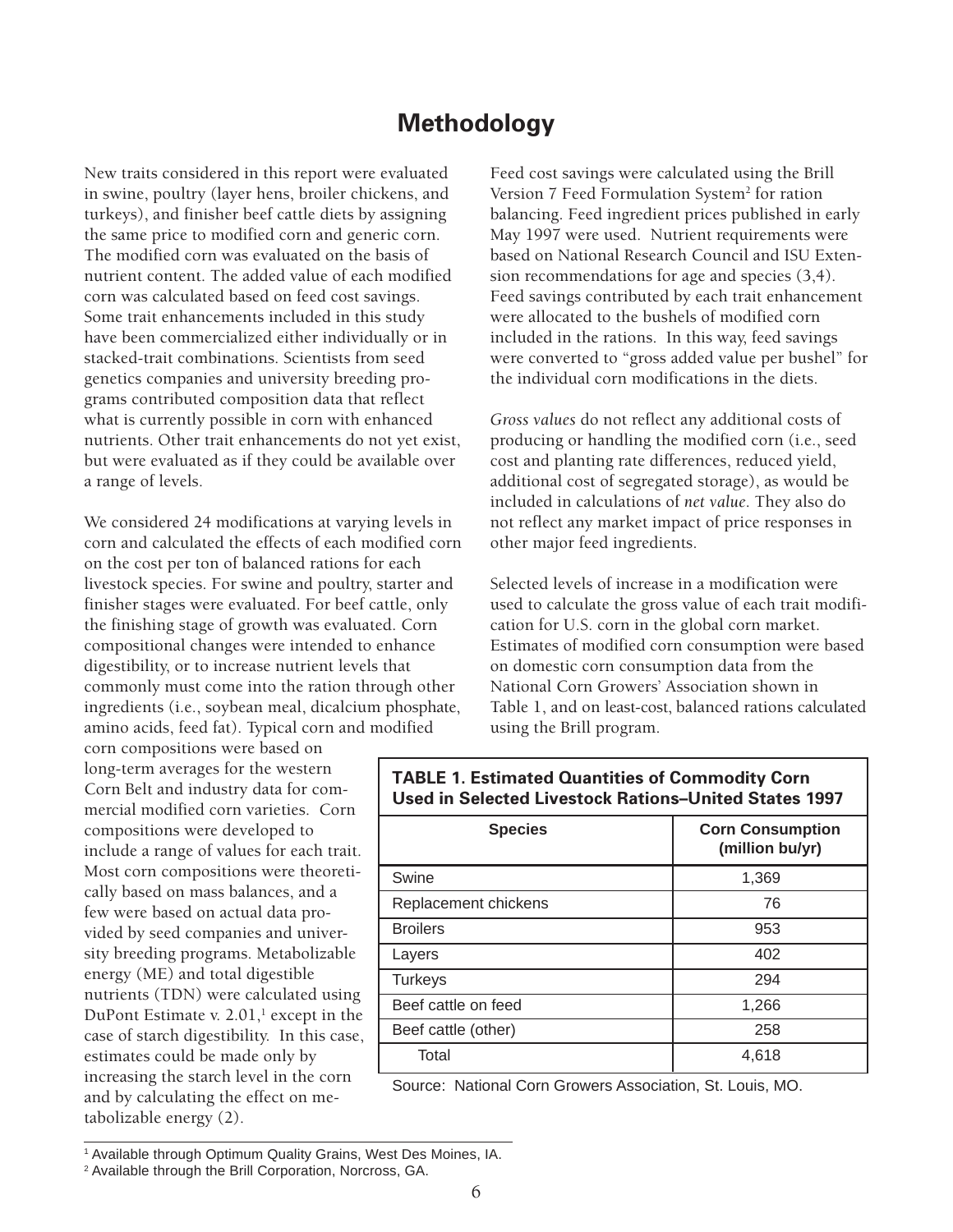# Methodology

New traits considered in this report were evaluated in swine, poultry (layer hens, broiler chickens, and turkeys), and finisher beef cattle diets by assigning the same price to modified corn and generic corn. The modified corn was evaluated on the basis of nutrient content. The added value of each modified corn was calculated based on feed cost savings. Some trait enhancements included in this study have been commercialized either individually or in stacked-trait combinations. Scientists from seed genetics companies and university breeding programs contributed composition data that reflect what is currently possible in corn with enhanced nutrients. Other trait enhancements do not yet exist, but were evaluated as if they could be available over a range of levels.

We considered 24 modifications at varying levels in corn and calculated the effects of each modified corn on the cost per ton of balanced rations for each livestock species. For swine and poultry, starter and finisher stages were evaluated. For beef cattle, only the finishing stage of growth was evaluated. Corn compositional changes were intended to enhance digestibility, or to increase nutrient levels that commonly must come into the ration through other ingredients (i.e., soybean meal, dicalcium phosphate, amino acids, feed fat). Typical corn and modified corn compositions were based on long-term averages for the western Corn Belt and industry data for commercial modified corn varieties. Corn compositions were developed to include a range of values for each trait. Most corn compositions were theoretically based on mass balances, and a few were based on actual data provided by seed companies and university breeding programs. Metabolizable energy (ME) and total digestible nutrients (TDN) were calculated using DuPont Estimate v. 2.01,[1] except in the case of starch digestibility. In this case, estimates could be made only by increasing the starch level in the corn and by calculating the effect on metabolizable energy (2).

Feed cost savings were calculated using the Brill Version 7 Feed Formulation System[2] for ration balancing. Feed ingredient prices published in early May 1997 were used. Nutrient requirements were based on National Research Council and ISU Extension recommendations for age and species (3,4). Feed savings contributed by each trait enhancement were allocated to the bushels of modified corn included in the rations. In this way, feed savings were converted to "gross added value per bushel" for the individual corn modifications in the diets.

*Gross values* do not reflect any additional costs of producing or handling the modified corn (i.e., seed cost and planting rate differences, reduced yield, additional cost of segregated storage), as would be included in calculations of *net value*. They also do not reflect any market impact of price responses in other major feed ingredients.

Selected levels of increase in a modification were used to calculate the gross value of each trait modification for U.S. corn in the global corn market. Estimates of modified corn consumption were based on domestic corn consumption data from the National Corn Growers' Association shown in Table 1, and on least-cost, balanced rations calculated using the Brill program.

**TABLE 1. Estimated Quantities of Commodity Corn Used in Selected Livestock Rations–United States 1997**

| Species | Corn Consumption (million bu/yr) |
|---|---|
| Swine | 1,369 |
| Replacement chickens | 76 |
| Broilers | 953 |
| Layers | 402 |
| Turkeys | 294 |
| Beef cattle on feed | 1,266 |
| Beef cattle (other) | 258 |
| Total | 4,618 |

Source: National Corn Growers Association, St. Louis, MO.

[1] Available through Optimum Quality Grains, West Des Moines, IA.

[2] Available through the Brill Corporation, Norcross, GA.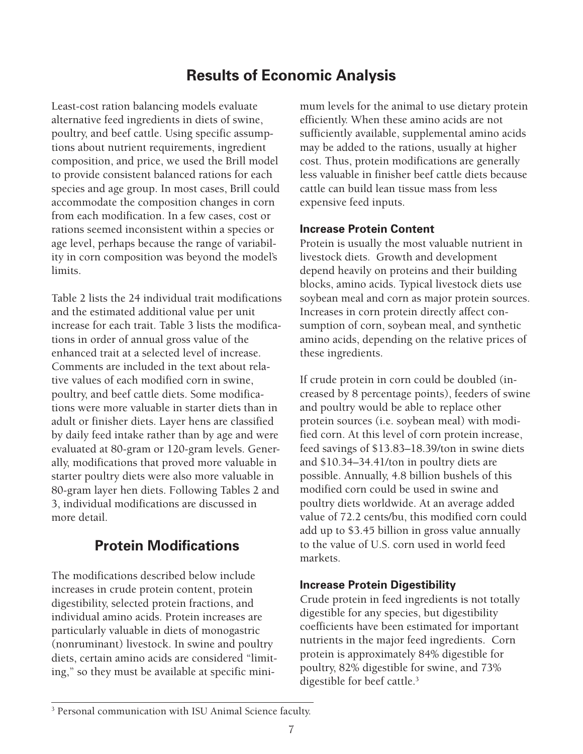# Results of Economic Analysis

Least-cost ration balancing models evaluate alternative feed ingredients in diets of swine, poultry, and beef cattle. Using specific assumptions about nutrient requirements, ingredient composition, and price, we used the Brill model to provide consistent balanced rations for each species and age group. In most cases, Brill could accommodate the composition changes in corn from each modification. In a few cases, cost or rations seemed inconsistent within a species or age level, perhaps because the range of variability in corn composition was beyond the model's limits.

Table 2 lists the 24 individual trait modifications and the estimated additional value per unit increase for each trait. Table 3 lists the modifications in order of annual gross value of the enhanced trait at a selected level of increase. Comments are included in the text about relative values of each modified corn in swine, poultry, and beef cattle diets. Some modifications were more valuable in starter diets than in adult or finisher diets. Layer hens are classified by daily feed intake rather than by age and were evaluated at 80-gram or 120-gram levels. Generally, modifications that proved more valuable in starter poultry diets were also more valuable in 80-gram layer hen diets. Following Tables 2 and 3, individual modifications are discussed in more detail.

## Protein Modifications

The modifications described below include increases in crude protein content, protein digestibility, selected protein fractions, and individual amino acids. Protein increases are particularly valuable in diets of monogastric (nonruminant) livestock. In swine and poultry diets, certain amino acids are considered "limiting," so they must be available at specific minimum levels for the animal to use dietary protein efficiently. When these amino acids are not sufficiently available, supplemental amino acids may be added to the rations, usually at higher cost. Thus, protein modifications are generally less valuable in finisher beef cattle diets because cattle can build lean tissue mass from less expensive feed inputs.

### Increase Protein Content

Protein is usually the most valuable nutrient in livestock diets. Growth and development depend heavily on proteins and their building blocks, amino acids. Typical livestock diets use soybean meal and corn as major protein sources. Increases in corn protein directly affect consumption of corn, soybean meal, and synthetic amino acids, depending on the relative prices of these ingredients.

If crude protein in corn could be doubled (increased by 8 percentage points), feeders of swine and poultry would be able to replace other protein sources (i.e. soybean meal) with modified corn. At this level of corn protein increase, feed savings of $13.83–18.39/ton in swine diets and $10.34–34.41/ton in poultry diets are possible. Annually, 4.8 billion bushels of this modified corn could be used in swine and poultry diets worldwide. At an average added value of 72.2 cents/bu, this modified corn could add up to $3.45 billion in gross value annually to the value of U.S. corn used in world feed markets.

### Increase Protein Digestibility

Crude protein in feed ingredients is not totally digestible for any species, but digestibility coefficients have been estimated for important nutrients in the major feed ingredients. Corn protein is approximately 84% digestible for poultry, 82% digestible for swine, and 73% digestible for beef cattle.[3]

---

[3] Personal communication with ISU Animal Science faculty.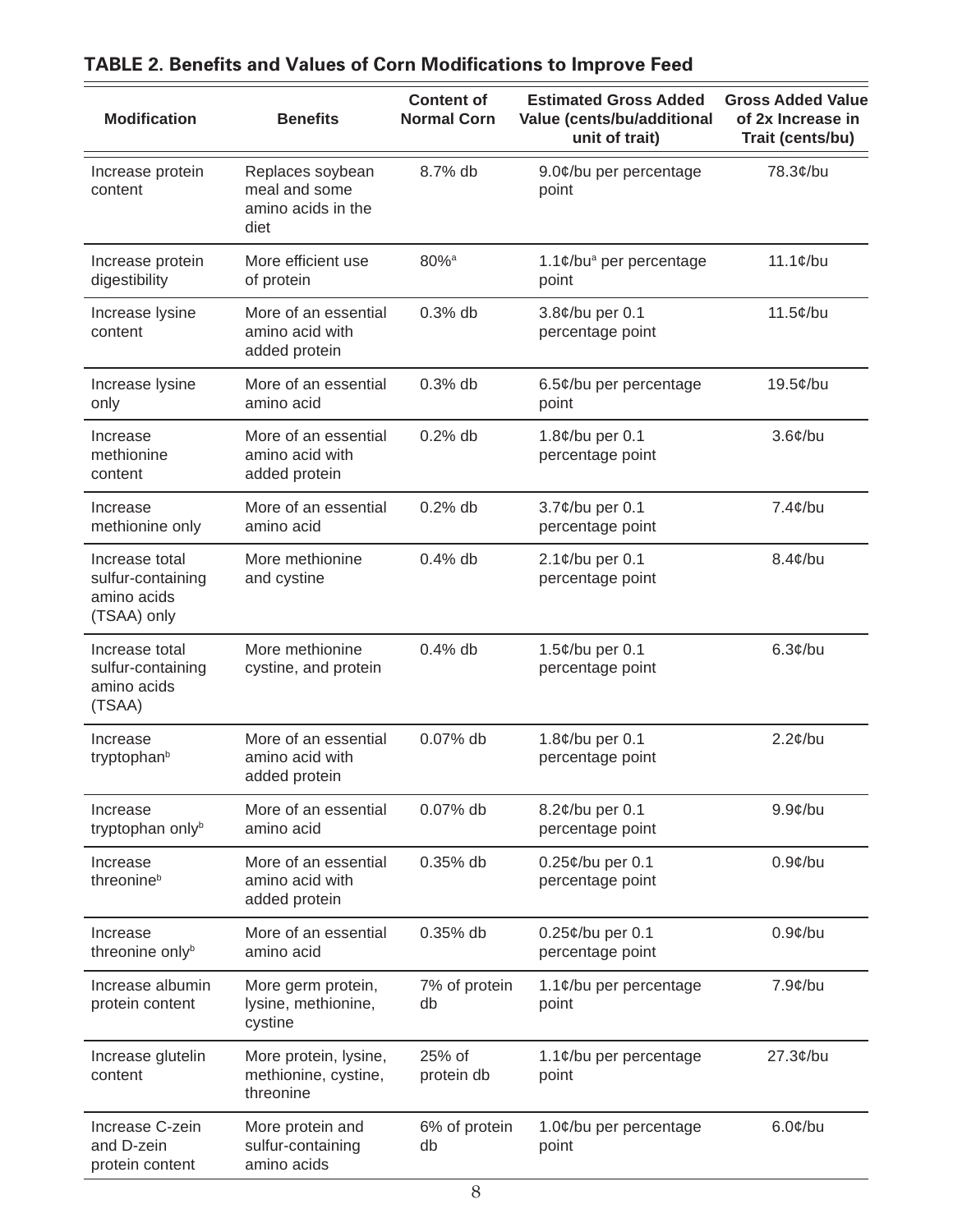## TABLE 2. Benefits and Values of Corn Modifications to Improve Feed

| Modification | Benefits | Content of Normal Corn | Estimated Gross Added Value (cents/bu/additional unit of trait) | Gross Added Value of 2x Increase in Trait (cents/bu) |
|---|---|---|---|---|
| Increase protein content | Replaces soybean meal and some amino acids in the diet | 8.7% db | 9.0¢/bu per percentage point | 78.3¢/bu |
| Increase protein digestibility | More efficient use of protein | 80%[a] | 1.1¢/bu[a] per percentage point | 11.1¢/bu |
| Increase lysine content | More of an essential amino acid with added protein | 0.3% db | 3.8¢/bu per 0.1 percentage point | 11.5¢/bu |
| Increase lysine only | More of an essential amino acid | 0.3% db | 6.5¢/bu per percentage point | 19.5¢/bu |
| Increase methionine content | More of an essential amino acid with added protein | 0.2% db | 1.8¢/bu per 0.1 percentage point | 3.6¢/bu |
| Increase methionine only | More of an essential amino acid | 0.2% db | 3.7¢/bu per 0.1 percentage point | 7.4¢/bu |
| Increase total sulfur-containing amino acids (TSAA) only | More methionine and cystine | 0.4% db | 2.1¢/bu per 0.1 percentage point | 8.4¢/bu |
| Increase total sulfur-containing amino acids (TSAA) | More methionine cystine, and protein | 0.4% db | 1.5¢/bu per 0.1 percentage point | 6.3¢/bu |
| Increase tryptophan[b] | More of an essential amino acid with added protein | 0.07% db | 1.8¢/bu per 0.1 percentage point | 2.2¢/bu |
| Increase tryptophan only[b] | More of an essential amino acid | 0.07% db | 8.2¢/bu per 0.1 percentage point | 9.9¢/bu |
| Increase threonine[b] | More of an essential amino acid with added protein | 0.35% db | 0.25¢/bu per 0.1 percentage point | 0.9¢/bu |
| Increase threonine only[b] | More of an essential amino acid | 0.35% db | 0.25¢/bu per 0.1 percentage point | 0.9¢/bu |
| Increase albumin protein content | More germ protein, lysine, methionine, cystine | 7% of protein db | 1.1¢/bu per percentage point | 7.9¢/bu |
| Increase glutelin content | More protein, lysine, methionine, cystine, threonine | 25% of protein db | 1.1¢/bu per percentage point | 27.3¢/bu |
| Increase C-zein and D-zein protein content | More protein and sulfur-containing amino acids | 6% of protein db | 1.0¢/bu per percentage point | 6.0¢/bu |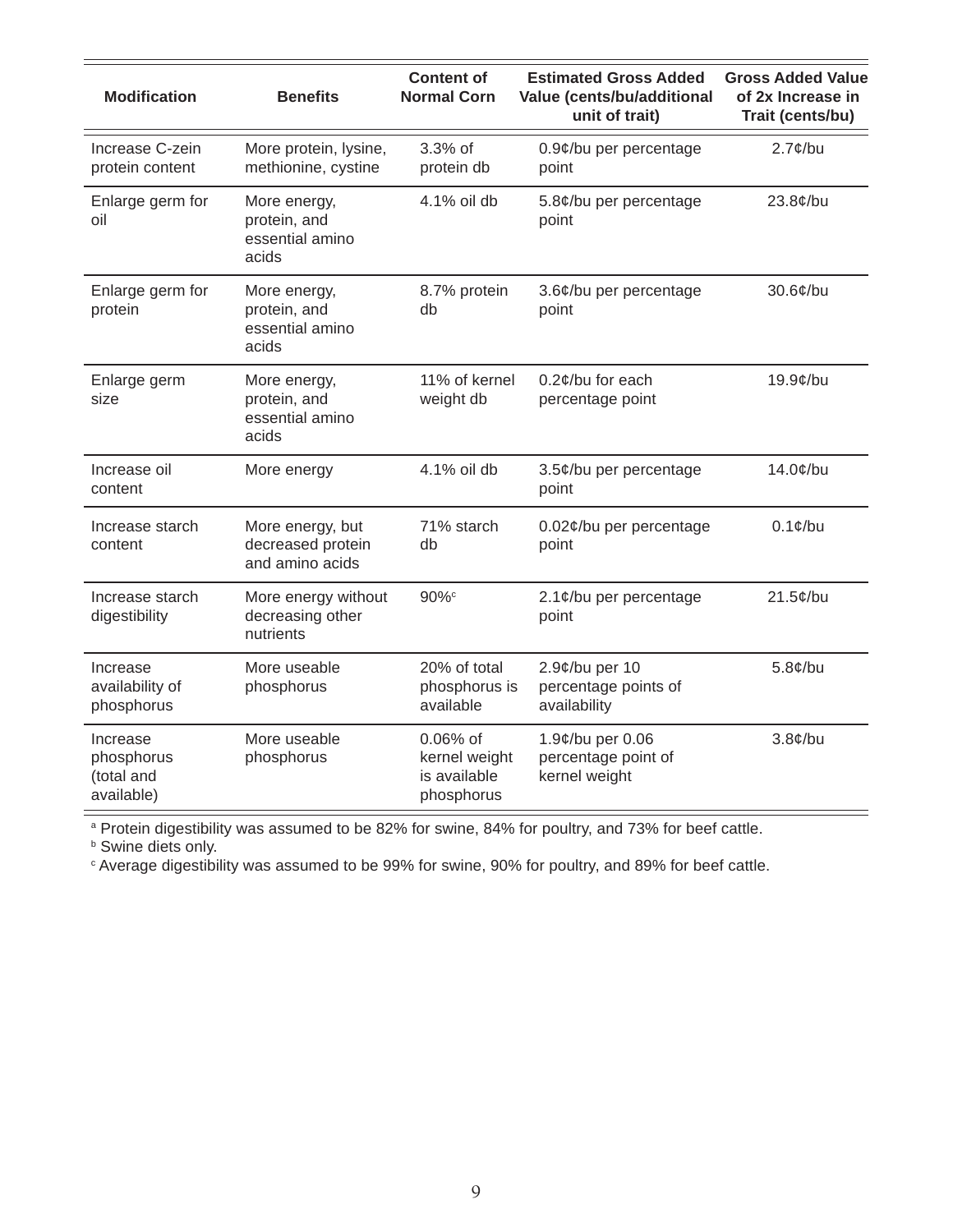| Modification | Benefits | Content of Normal Corn | Estimated Gross Added Value (cents/bu/additional unit of trait) | Gross Added Value of 2x Increase in Trait (cents/bu) |
|---|---|---|---|---|
| Increase C-zein protein content | More protein, lysine, methionine, cystine | 3.3% of protein db | 0.9¢/bu per percentage point | 2.7¢/bu |
| Enlarge germ for oil | More energy, protein, and essential amino acids | 4.1% oil db | 5.8¢/bu per percentage point | 23.8¢/bu |
| Enlarge germ for protein | More energy, protein, and essential amino acids | 8.7% protein db | 3.6¢/bu per percentage point | 30.6¢/bu |
| Enlarge germ size | More energy, protein, and essential amino acids | 11% of kernel weight db | 0.2¢/bu for each percentage point | 19.9¢/bu |
| Increase oil content | More energy | 4.1% oil db | 3.5¢/bu per percentage point | 14.0¢/bu |
| Increase starch content | More energy, but decreased protein and amino acids | 71% starch db | 0.02¢/bu per percentage point | 0.1¢/bu |
| Increase starch digestibility | More energy without decreasing other nutrients | 90%[c] | 2.1¢/bu per percentage point | 21.5¢/bu |
| Increase availability of phosphorus | More useable phosphorus | 20% of total phosphorus is available | 2.9¢/bu per 10 percentage points of availability | 5.8¢/bu |
| Increase phosphorus (total and available) | More useable phosphorus | 0.06% of kernel weight is available phosphorus | 1.9¢/bu per 0.06 percentage point of kernel weight | 3.8¢/bu |

[a] Protein digestibility was assumed to be 82% for swine, 84% for poultry, and 73% for beef cattle.
[b] Swine diets only.
[c] Average digestibility was assumed to be 99% for swine, 90% for poultry, and 89% for beef cattle.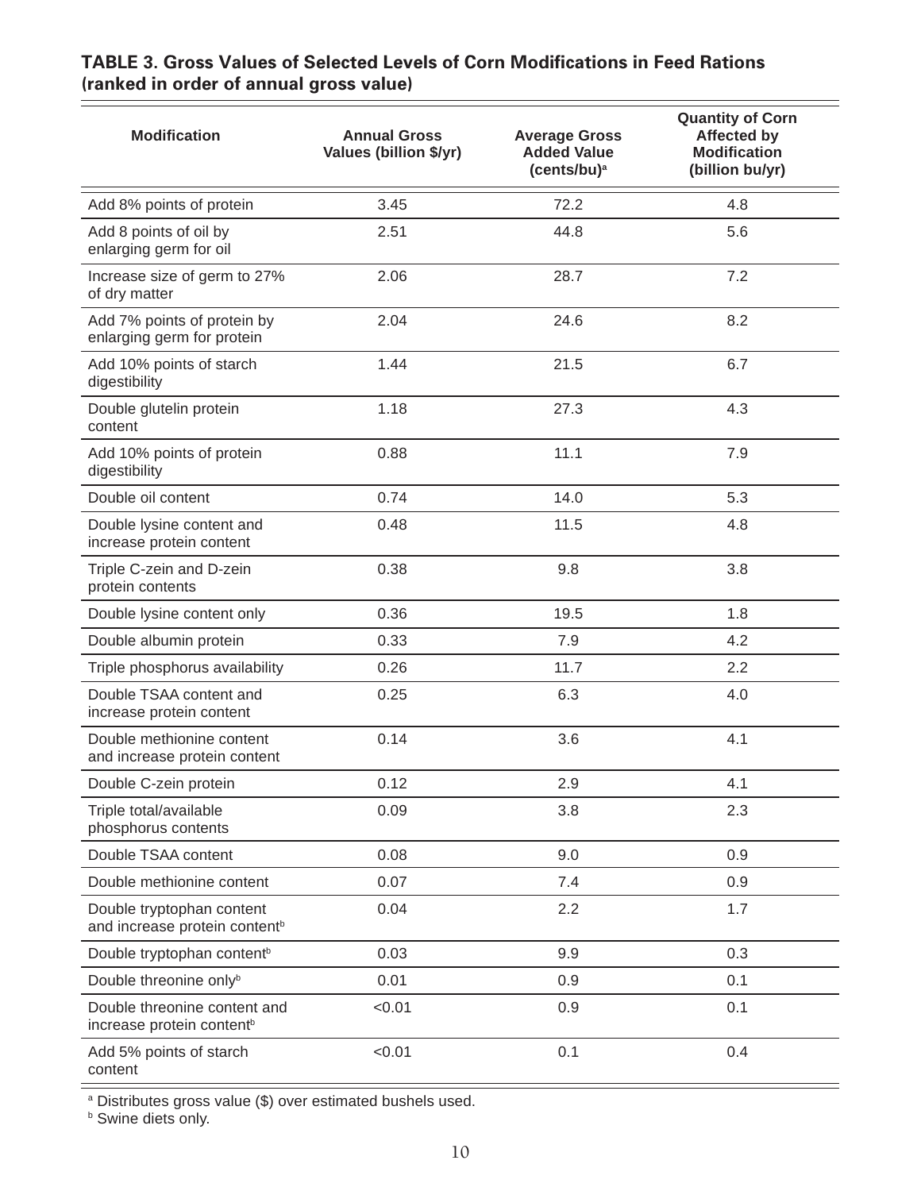**TABLE 3. Gross Values of Selected Levels of Corn Modifications in Feed Rations (ranked in order of annual gross value)**

| Modification | Annual Gross Values (billion $/yr) | Average Gross Added Value (cents/bu)[a] | Quantity of Corn Affected by Modification (billion bu/yr) |
|---|---|---|---|
| Add 8% points of protein | 3.45 | 72.2 | 4.8 |
| Add 8 points of oil by enlarging germ for oil | 2.51 | 44.8 | 5.6 |
| Increase size of germ to 27% of dry matter | 2.06 | 28.7 | 7.2 |
| Add 7% points of protein by enlarging germ for protein | 2.04 | 24.6 | 8.2 |
| Add 10% points of starch digestibility | 1.44 | 21.5 | 6.7 |
| Double glutelin protein content | 1.18 | 27.3 | 4.3 |
| Add 10% points of protein digestibility | 0.88 | 11.1 | 7.9 |
| Double oil content | 0.74 | 14.0 | 5.3 |
| Double lysine content and increase protein content | 0.48 | 11.5 | 4.8 |
| Triple C-zein and D-zein protein contents | 0.38 | 9.8 | 3.8 |
| Double lysine content only | 0.36 | 19.5 | 1.8 |
| Double albumin protein | 0.33 | 7.9 | 4.2 |
| Triple phosphorus availability | 0.26 | 11.7 | 2.2 |
| Double TSAA content and increase protein content | 0.25 | 6.3 | 4.0 |
| Double methionine content and increase protein content | 0.14 | 3.6 | 4.1 |
| Double C-zein protein | 0.12 | 2.9 | 4.1 |
| Triple total/available phosphorus contents | 0.09 | 3.8 | 2.3 |
| Double TSAA content | 0.08 | 9.0 | 0.9 |
| Double methionine content | 0.07 | 7.4 | 0.9 |
| Double tryptophan content and increase protein content[b] | 0.04 | 2.2 | 1.7 |
| Double tryptophan content[b] | 0.03 | 9.9 | 0.3 |
| Double threonine only[b] | 0.01 | 0.9 | 0.1 |
| Double threonine content and increase protein content[b] | <0.01 | 0.9 | 0.1 |
| Add 5% points of starch content | <0.01 | 0.1 | 0.4 |

[a] Distributes gross value ($) over estimated bushels used.
[b] Swine diets only.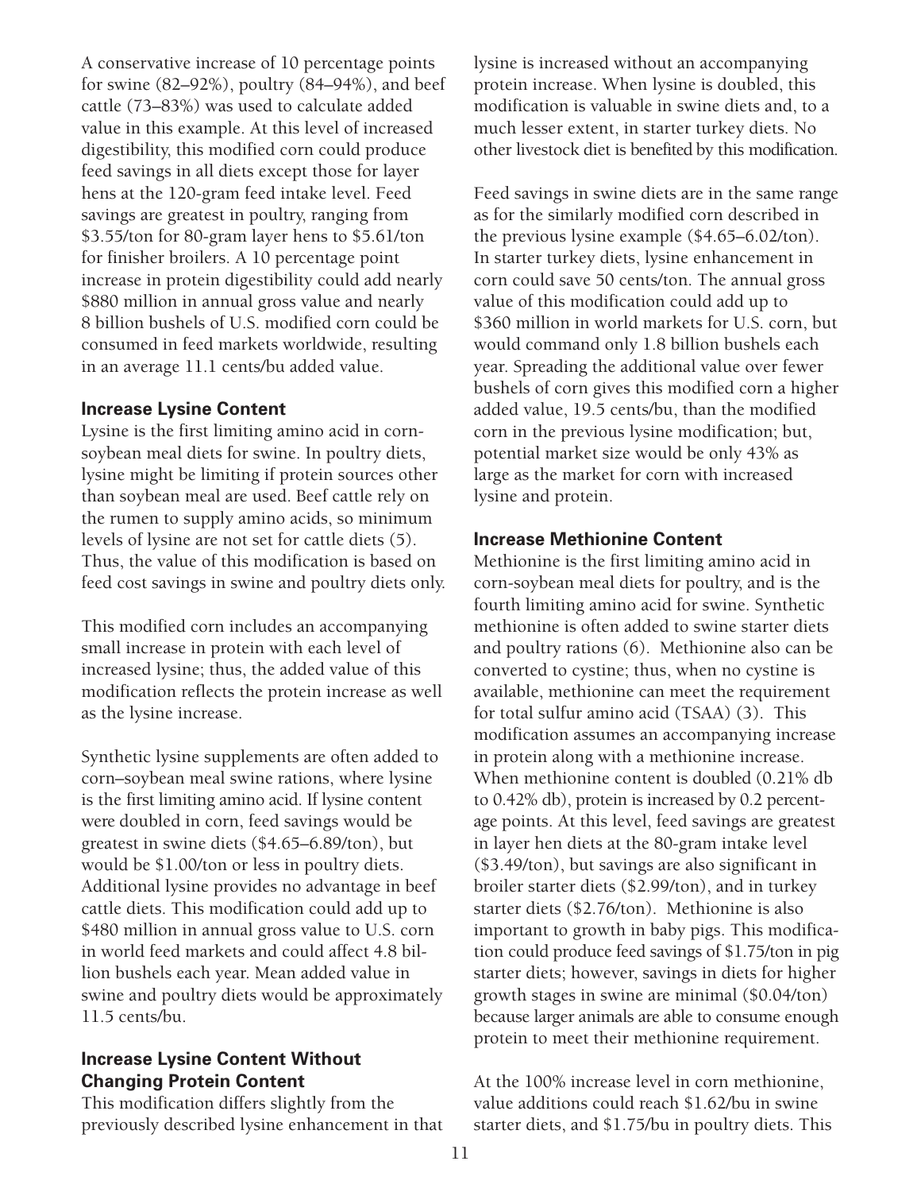A conservative increase of 10 percentage points for swine (82–92%), poultry (84–94%), and beef cattle (73–83%) was used to calculate added value in this example. At this level of increased digestibility, this modified corn could produce feed savings in all diets except those for layer hens at the 120-gram feed intake level. Feed savings are greatest in poultry, ranging from $3.55/ton for 80-gram layer hens to $5.61/ton for finisher broilers. A 10 percentage point increase in protein digestibility could add nearly $880 million in annual gross value and nearly 8 billion bushels of U.S. modified corn could be consumed in feed markets worldwide, resulting in an average 11.1 cents/bu added value.

### Increase Lysine Content

Lysine is the first limiting amino acid in corn-soybean meal diets for swine. In poultry diets, lysine might be limiting if protein sources other than soybean meal are used. Beef cattle rely on the rumen to supply amino acids, so minimum levels of lysine are not set for cattle diets (5). Thus, the value of this modification is based on feed cost savings in swine and poultry diets only.

This modified corn includes an accompanying small increase in protein with each level of increased lysine; thus, the added value of this modification reflects the protein increase as well as the lysine increase.

Synthetic lysine supplements are often added to corn–soybean meal swine rations, where lysine is the first limiting amino acid. If lysine content were doubled in corn, feed savings would be greatest in swine diets ($4.65–6.89/ton), but would be $1.00/ton or less in poultry diets. Additional lysine provides no advantage in beef cattle diets. This modification could add up to $480 million in annual gross value to U.S. corn in world feed markets and could affect 4.8 billion bushels each year. Mean added value in swine and poultry diets would be approximately 11.5 cents/bu.

### Increase Lysine Content Without Changing Protein Content

This modification differs slightly from the previously described lysine enhancement in that lysine is increased without an accompanying protein increase. When lysine is doubled, this modification is valuable in swine diets and, to a much lesser extent, in starter turkey diets. No other livestock diet is benefited by this modification.

Feed savings in swine diets are in the same range as for the similarly modified corn described in the previous lysine example ($4.65–6.02/ton). In starter turkey diets, lysine enhancement in corn could save 50 cents/ton. The annual gross value of this modification could add up to $360 million in world markets for U.S. corn, but would command only 1.8 billion bushels each year. Spreading the additional value over fewer bushels of corn gives this modified corn a higher added value, 19.5 cents/bu, than the modified corn in the previous lysine modification; but, potential market size would be only 43% as large as the market for corn with increased lysine and protein.

### Increase Methionine Content

Methionine is the first limiting amino acid in corn-soybean meal diets for poultry, and is the fourth limiting amino acid for swine. Synthetic methionine is often added to swine starter diets and poultry rations (6). Methionine also can be converted to cystine; thus, when no cystine is available, methionine can meet the requirement for total sulfur amino acid (TSAA) (3). This modification assumes an accompanying increase in protein along with a methionine increase. When methionine content is doubled (0.21% db to 0.42% db), protein is increased by 0.2 percentage points. At this level, feed savings are greatest in layer hen diets at the 80-gram intake level ($3.49/ton), but savings are also significant in broiler starter diets ($2.99/ton), and in turkey starter diets ($2.76/ton). Methionine is also important to growth in baby pigs. This modification could produce feed savings of $1.75/ton in pig starter diets; however, savings in diets for higher growth stages in swine are minimal ($0.04/ton) because larger animals are able to consume enough protein to meet their methionine requirement.

At the 100% increase level in corn methionine, value additions could reach $1.62/bu in swine starter diets, and $1.75/bu in poultry diets. This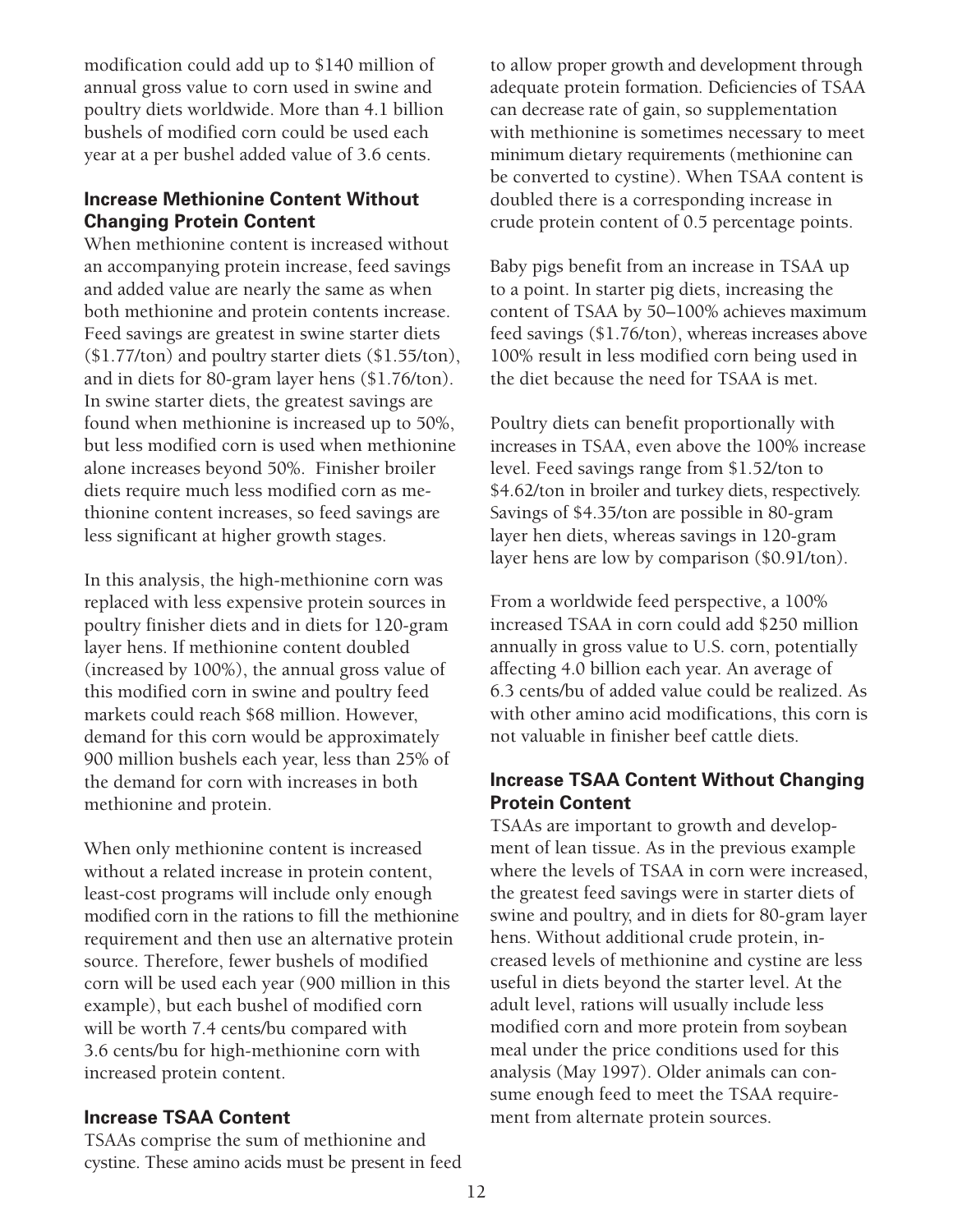modification could add up to $140 million of annual gross value to corn used in swine and poultry diets worldwide. More than 4.1 billion bushels of modified corn could be used each year at a per bushel added value of 3.6 cents.

### Increase Methionine Content Without Changing Protein Content

When methionine content is increased without an accompanying protein increase, feed savings and added value are nearly the same as when both methionine and protein contents increase. Feed savings are greatest in swine starter diets ($1.77/ton) and poultry starter diets ($1.55/ton), and in diets for 80-gram layer hens ($1.76/ton). In swine starter diets, the greatest savings are found when methionine is increased up to 50%, but less modified corn is used when methionine alone increases beyond 50%. Finisher broiler diets require much less modified corn as methionine content increases, so feed savings are less significant at higher growth stages.

In this analysis, the high-methionine corn was replaced with less expensive protein sources in poultry finisher diets and in diets for 120-gram layer hens. If methionine content doubled (increased by 100%), the annual gross value of this modified corn in swine and poultry feed markets could reach $68 million. However, demand for this corn would be approximately 900 million bushels each year, less than 25% of the demand for corn with increases in both methionine and protein.

When only methionine content is increased without a related increase in protein content, least-cost programs will include only enough modified corn in the rations to fill the methionine requirement and then use an alternative protein source. Therefore, fewer bushels of modified corn will be used each year (900 million in this example), but each bushel of modified corn will be worth 7.4 cents/bu compared with 3.6 cents/bu for high-methionine corn with increased protein content.

### Increase TSAA Content

TSAAs comprise the sum of methionine and cystine. These amino acids must be present in feed to allow proper growth and development through adequate protein formation. Deficiencies of TSAA can decrease rate of gain, so supplementation with methionine is sometimes necessary to meet minimum dietary requirements (methionine can be converted to cystine). When TSAA content is doubled there is a corresponding increase in crude protein content of 0.5 percentage points.

Baby pigs benefit from an increase in TSAA up to a point. In starter pig diets, increasing the content of TSAA by 50–100% achieves maximum feed savings ($1.76/ton), whereas increases above 100% result in less modified corn being used in the diet because the need for TSAA is met.

Poultry diets can benefit proportionally with increases in TSAA, even above the 100% increase level. Feed savings range from $1.52/ton to $4.62/ton in broiler and turkey diets, respectively. Savings of $4.35/ton are possible in 80-gram layer hen diets, whereas savings in 120-gram layer hens are low by comparison ($0.91/ton).

From a worldwide feed perspective, a 100% increased TSAA in corn could add $250 million annually in gross value to U.S. corn, potentially affecting 4.0 billion each year. An average of 6.3 cents/bu of added value could be realized. As with other amino acid modifications, this corn is not valuable in finisher beef cattle diets.

### Increase TSAA Content Without Changing Protein Content

TSAAs are important to growth and development of lean tissue. As in the previous example where the levels of TSAA in corn were increased, the greatest feed savings were in starter diets of swine and poultry, and in diets for 80-gram layer hens. Without additional crude protein, increased levels of methionine and cystine are less useful in diets beyond the starter level. At the adult level, rations will usually include less modified corn and more protein from soybean meal under the price conditions used for this analysis (May 1997). Older animals can consume enough feed to meet the TSAA requirement from alternate protein sources.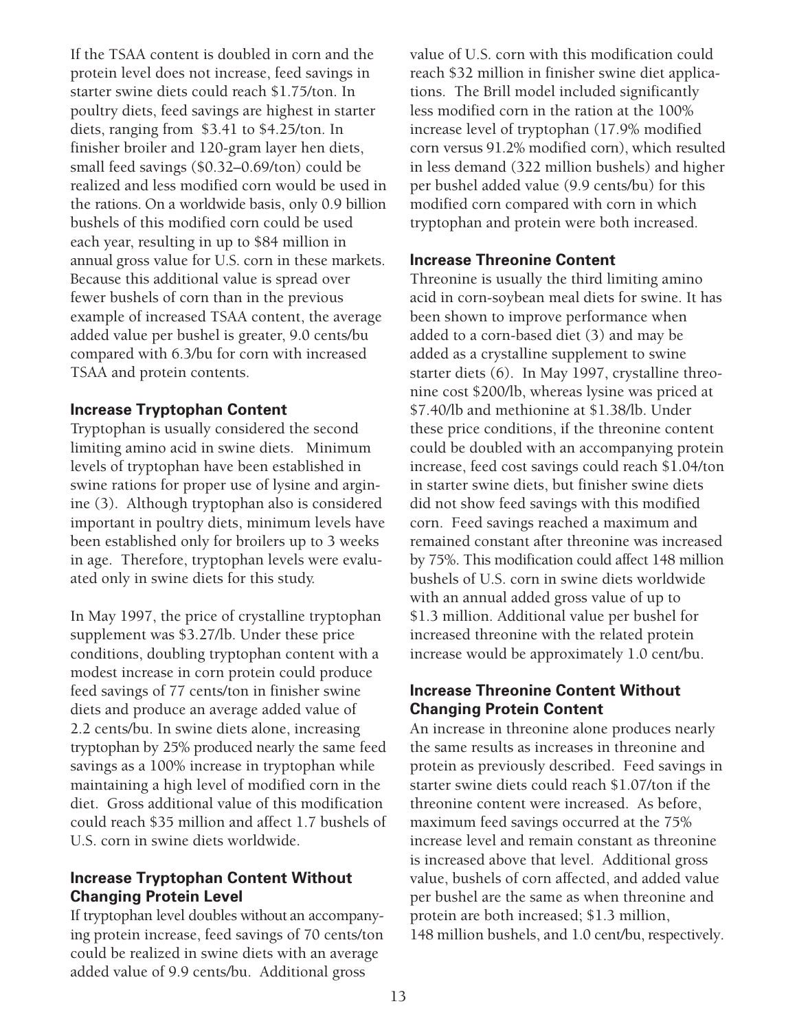If the TSAA content is doubled in corn and the protein level does not increase, feed savings in starter swine diets could reach $1.75/ton. In poultry diets, feed savings are highest in starter diets, ranging from $3.41 to $4.25/ton. In finisher broiler and 120-gram layer hen diets, small feed savings ($0.32–0.69/ton) could be realized and less modified corn would be used in the rations. On a worldwide basis, only 0.9 billion bushels of this modified corn could be used each year, resulting in up to $84 million in annual gross value for U.S. corn in these markets. Because this additional value is spread over fewer bushels of corn than in the previous example of increased TSAA content, the average added value per bushel is greater, 9.0 cents/bu compared with 6.3/bu for corn with increased TSAA and protein contents.

### Increase Tryptophan Content

Tryptophan is usually considered the second limiting amino acid in swine diets. Minimum levels of tryptophan have been established in swine rations for proper use of lysine and arginine (3). Although tryptophan also is considered important in poultry diets, minimum levels have been established only for broilers up to 3 weeks in age. Therefore, tryptophan levels were evaluated only in swine diets for this study.

In May 1997, the price of crystalline tryptophan supplement was $3.27/lb. Under these price conditions, doubling tryptophan content with a modest increase in corn protein could produce feed savings of 77 cents/ton in finisher swine diets and produce an average added value of 2.2 cents/bu. In swine diets alone, increasing tryptophan by 25% produced nearly the same feed savings as a 100% increase in tryptophan while maintaining a high level of modified corn in the diet. Gross additional value of this modification could reach $35 million and affect 1.7 bushels of U.S. corn in swine diets worldwide.

### Increase Tryptophan Content Without Changing Protein Level

If tryptophan level doubles without an accompanying protein increase, feed savings of 70 cents/ton could be realized in swine diets with an average added value of 9.9 cents/bu. Additional gross value of U.S. corn with this modification could reach $32 million in finisher swine diet applications. The Brill model included significantly less modified corn in the ration at the 100% increase level of tryptophan (17.9% modified corn versus 91.2% modified corn), which resulted in less demand (322 million bushels) and higher per bushel added value (9.9 cents/bu) for this modified corn compared with corn in which tryptophan and protein were both increased.

### Increase Threonine Content

Threonine is usually the third limiting amino acid in corn-soybean meal diets for swine. It has been shown to improve performance when added to a corn-based diet (3) and may be added as a crystalline supplement to swine starter diets (6). In May 1997, crystalline threonine cost $200/lb, whereas lysine was priced at $7.40/lb and methionine at $1.38/lb. Under these price conditions, if the threonine content could be doubled with an accompanying protein increase, feed cost savings could reach $1.04/ton in starter swine diets, but finisher swine diets did not show feed savings with this modified corn. Feed savings reached a maximum and remained constant after threonine was increased by 75%. This modification could affect 148 million bushels of U.S. corn in swine diets worldwide with an annual added gross value of up to $1.3 million. Additional value per bushel for increased threonine with the related protein increase would be approximately 1.0 cent/bu.

### Increase Threonine Content Without Changing Protein Content

An increase in threonine alone produces nearly the same results as increases in threonine and protein as previously described. Feed savings in starter swine diets could reach $1.07/ton if the threonine content were increased. As before, maximum feed savings occurred at the 75% increase level and remain constant as threonine is increased above that level. Additional gross value, bushels of corn affected, and added value per bushel are the same as when threonine and protein are both increased; $1.3 million, 148 million bushels, and 1.0 cent/bu, respectively.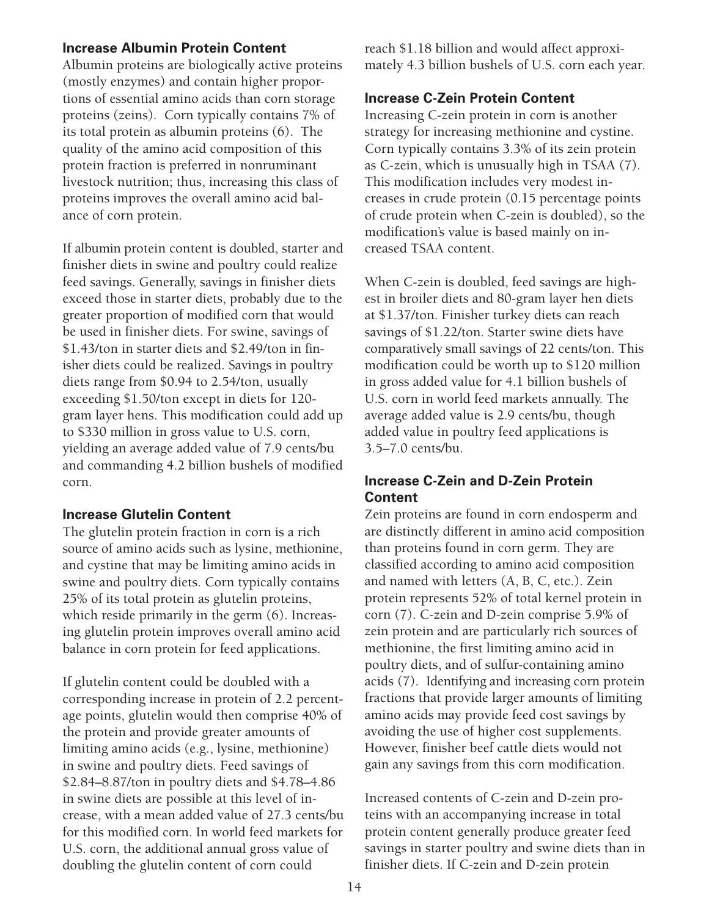### Increase Albumin Protein Content

Albumin proteins are biologically active proteins (mostly enzymes) and contain higher proportions of essential amino acids than corn storage proteins (zeins). Corn typically contains 7% of its total protein as albumin proteins (6). The quality of the amino acid composition of this protein fraction is preferred in nonruminant livestock nutrition; thus, increasing this class of proteins improves the overall amino acid balance of corn protein.

If albumin protein content is doubled, starter and finisher diets in swine and poultry could realize feed savings. Generally, savings in finisher diets exceed those in starter diets, probably due to the greater proportion of modified corn that would be used in finisher diets. For swine, savings of \$1.43/ton in starter diets and \$2.49/ton in finisher diets could be realized. Savings in poultry diets range from \$0.94 to 2.54/ton, usually exceeding \$1.50/ton except in diets for 120-gram layer hens. This modification could add up to \$330 million in gross value to U.S. corn, yielding an average added value of 7.9 cents/bu and commanding 4.2 billion bushels of modified corn.

### Increase Glutelin Content

The glutelin protein fraction in corn is a rich source of amino acids such as lysine, methionine, and cystine that may be limiting amino acids in swine and poultry diets. Corn typically contains 25% of its total protein as glutelin proteins, which reside primarily in the germ (6). Increasing glutelin protein improves overall amino acid balance in corn protein for feed applications.

If glutelin content could be doubled with a corresponding increase in protein of 2.2 percentage points, glutelin would then comprise 40% of the protein and provide greater amounts of limiting amino acids (e.g., lysine, methionine) in swine and poultry diets. Feed savings of \$2.84–8.87/ton in poultry diets and \$4.78–4.86 in swine diets are possible at this level of increase, with a mean added value of 27.3 cents/bu for this modified corn. In world feed markets for U.S. corn, the additional annual gross value of doubling the glutelin content of corn could reach \$1.18 billion and would affect approximately 4.3 billion bushels of U.S. corn each year.

### Increase C-Zein Protein Content

Increasing C-zein protein in corn is another strategy for increasing methionine and cystine. Corn typically contains 3.3% of its zein protein as C-zein, which is unusually high in TSAA (7). This modification includes very modest increases in crude protein (0.15 percentage points of crude protein when C-zein is doubled), so the modification's value is based mainly on increased TSAA content.

When C-zein is doubled, feed savings are highest in broiler diets and 80-gram layer hen diets at \$1.37/ton. Finisher turkey diets can reach savings of \$1.22/ton. Starter swine diets have comparatively small savings of 22 cents/ton. This modification could be worth up to \$120 million in gross added value for 4.1 billion bushels of U.S. corn in world feed markets annually. The average added value is 2.9 cents/bu, though added value in poultry feed applications is 3.5–7.0 cents/bu.

### Increase C-Zein and D-Zein Protein Content

Zein proteins are found in corn endosperm and are distinctly different in amino acid composition than proteins found in corn germ. They are classified according to amino acid composition and named with letters (A, B, C, etc.). Zein protein represents 52% of total kernel protein in corn (7). C-zein and D-zein comprise 5.9% of zein protein and are particularly rich sources of methionine, the first limiting amino acid in poultry diets, and of sulfur-containing amino acids (7). Identifying and increasing corn protein fractions that provide larger amounts of limiting amino acids may provide feed cost savings by avoiding the use of higher cost supplements. However, finisher beef cattle diets would not gain any savings from this corn modification.

Increased contents of C-zein and D-zein proteins with an accompanying increase in total protein content generally produce greater feed savings in starter poultry and swine diets than in finisher diets. If C-zein and D-zein protein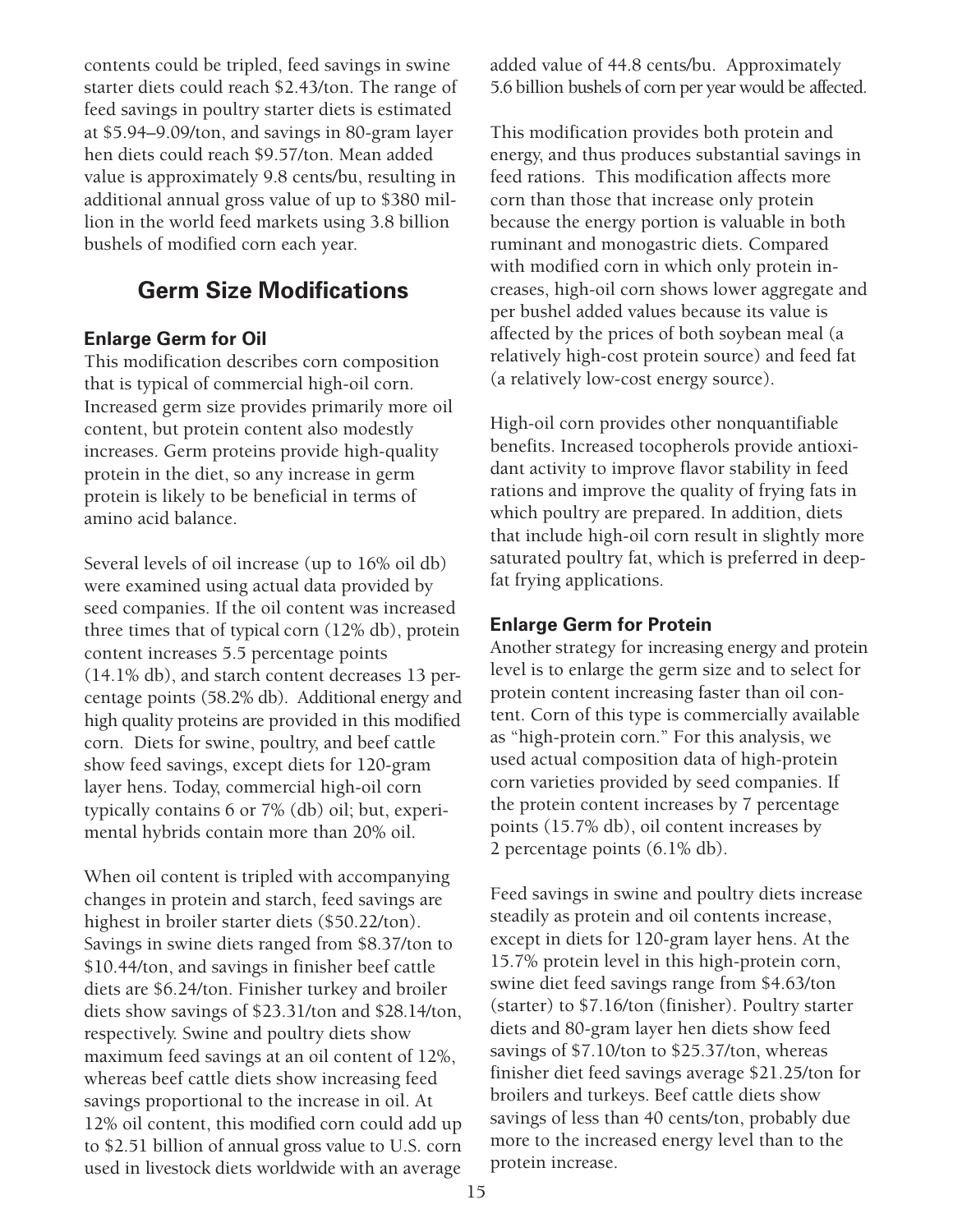contents could be tripled, feed savings in swine starter diets could reach $2.43/ton. The range of feed savings in poultry starter diets is estimated at $5.94–9.09/ton, and savings in 80-gram layer hen diets could reach $9.57/ton. Mean added value is approximately 9.8 cents/bu, resulting in additional annual gross value of up to $380 million in the world feed markets using 3.8 billion bushels of modified corn each year.

## Germ Size Modifications

### Enlarge Germ for Oil

This modification describes corn composition that is typical of commercial high-oil corn. Increased germ size provides primarily more oil content, but protein content also modestly increases. Germ proteins provide high-quality protein in the diet, so any increase in germ protein is likely to be beneficial in terms of amino acid balance.

Several levels of oil increase (up to 16% oil db) were examined using actual data provided by seed companies. If the oil content was increased three times that of typical corn (12% db), protein content increases 5.5 percentage points (14.1% db), and starch content decreases 13 percentage points (58.2% db). Additional energy and high quality proteins are provided in this modified corn. Diets for swine, poultry, and beef cattle show feed savings, except diets for 120-gram layer hens. Today, commercial high-oil corn typically contains 6 or 7% (db) oil; but, experimental hybrids contain more than 20% oil.

When oil content is tripled with accompanying changes in protein and starch, feed savings are highest in broiler starter diets ($50.22/ton). Savings in swine diets ranged from $8.37/ton to $10.44/ton, and savings in finisher beef cattle diets are $6.24/ton. Finisher turkey and broiler diets show savings of $23.31/ton and $28.14/ton, respectively. Swine and poultry diets show maximum feed savings at an oil content of 12%, whereas beef cattle diets show increasing feed savings proportional to the increase in oil. At 12% oil content, this modified corn could add up to $2.51 billion of annual gross value to U.S. corn used in livestock diets worldwide with an average added value of 44.8 cents/bu. Approximately 5.6 billion bushels of corn per year would be affected.

This modification provides both protein and energy, and thus produces substantial savings in feed rations. This modification affects more corn than those that increase only protein because the energy portion is valuable in both ruminant and monogastric diets. Compared with modified corn in which only protein increases, high-oil corn shows lower aggregate and per bushel added values because its value is affected by the prices of both soybean meal (a relatively high-cost protein source) and feed fat (a relatively low-cost energy source).

High-oil corn provides other nonquantifiable benefits. Increased tocopherols provide antioxidant activity to improve flavor stability in feed rations and improve the quality of frying fats in which poultry are prepared. In addition, diets that include high-oil corn result in slightly more saturated poultry fat, which is preferred in deep-fat frying applications.

### Enlarge Germ for Protein

Another strategy for increasing energy and protein level is to enlarge the germ size and to select for protein content increasing faster than oil content. Corn of this type is commercially available as "high-protein corn." For this analysis, we used actual composition data of high-protein corn varieties provided by seed companies. If the protein content increases by 7 percentage points (15.7% db), oil content increases by 2 percentage points (6.1% db).

Feed savings in swine and poultry diets increase steadily as protein and oil contents increase, except in diets for 120-gram layer hens. At the 15.7% protein level in this high-protein corn, swine diet feed savings range from $4.63/ton (starter) to $7.16/ton (finisher). Poultry starter diets and 80-gram layer hen diets show feed savings of $7.10/ton to $25.37/ton, whereas finisher diet feed savings average $21.25/ton for broilers and turkeys. Beef cattle diets show savings of less than 40 cents/ton, probably due more to the increased energy level than to the protein increase.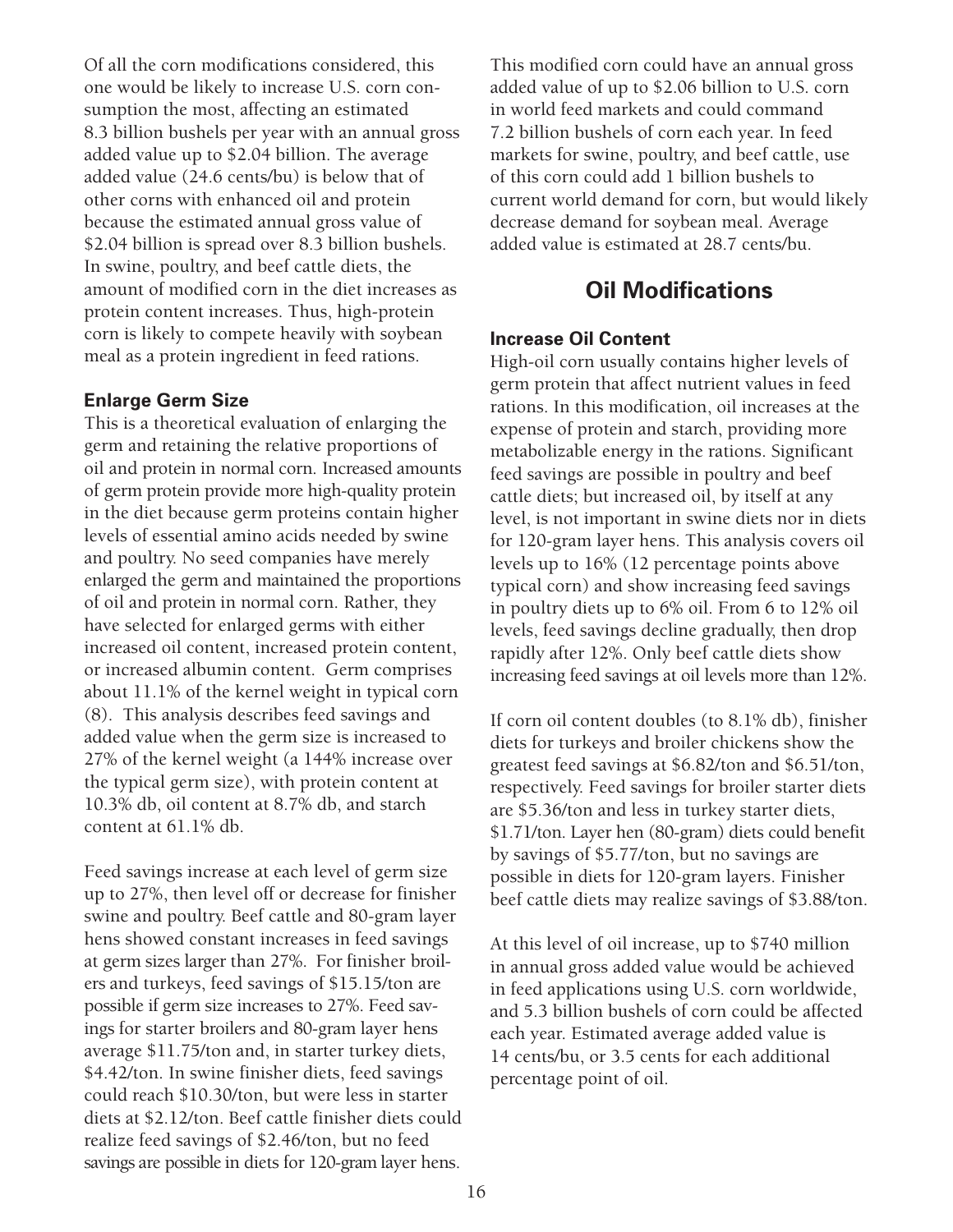Of all the corn modifications considered, this one would be likely to increase U.S. corn consumption the most, affecting an estimated 8.3 billion bushels per year with an annual gross added value up to $2.04 billion. The average added value (24.6 cents/bu) is below that of other corns with enhanced oil and protein because the estimated annual gross value of $2.04 billion is spread over 8.3 billion bushels. In swine, poultry, and beef cattle diets, the amount of modified corn in the diet increases as protein content increases. Thus, high-protein corn is likely to compete heavily with soybean meal as a protein ingredient in feed rations.

### Enlarge Germ Size

This is a theoretical evaluation of enlarging the germ and retaining the relative proportions of oil and protein in normal corn. Increased amounts of germ protein provide more high-quality protein in the diet because germ proteins contain higher levels of essential amino acids needed by swine and poultry. No seed companies have merely enlarged the germ and maintained the proportions of oil and protein in normal corn. Rather, they have selected for enlarged germs with either increased oil content, increased protein content, or increased albumin content. Germ comprises about 11.1% of the kernel weight in typical corn (8). This analysis describes feed savings and added value when the germ size is increased to 27% of the kernel weight (a 144% increase over the typical germ size), with protein content at 10.3% db, oil content at 8.7% db, and starch content at 61.1% db.

Feed savings increase at each level of germ size up to 27%, then level off or decrease for finisher swine and poultry. Beef cattle and 80-gram layer hens showed constant increases in feed savings at germ sizes larger than 27%. For finisher broilers and turkeys, feed savings of $15.15/ton are possible if germ size increases to 27%. Feed savings for starter broilers and 80-gram layer hens average $11.75/ton and, in starter turkey diets, $4.42/ton. In swine finisher diets, feed savings could reach $10.30/ton, but were less in starter diets at $2.12/ton. Beef cattle finisher diets could realize feed savings of $2.46/ton, but no feed savings are possible in diets for 120-gram layer hens.

This modified corn could have an annual gross added value of up to $2.06 billion to U.S. corn in world feed markets and could command 7.2 billion bushels of corn each year. In feed markets for swine, poultry, and beef cattle, use of this corn could add 1 billion bushels to current world demand for corn, but would likely decrease demand for soybean meal. Average added value is estimated at 28.7 cents/bu.

## Oil Modifications

### Increase Oil Content

High-oil corn usually contains higher levels of germ protein that affect nutrient values in feed rations. In this modification, oil increases at the expense of protein and starch, providing more metabolizable energy in the rations. Significant feed savings are possible in poultry and beef cattle diets; but increased oil, by itself at any level, is not important in swine diets nor in diets for 120-gram layer hens. This analysis covers oil levels up to 16% (12 percentage points above typical corn) and show increasing feed savings in poultry diets up to 6% oil. From 6 to 12% oil levels, feed savings decline gradually, then drop rapidly after 12%. Only beef cattle diets show increasing feed savings at oil levels more than 12%.

If corn oil content doubles (to 8.1% db), finisher diets for turkeys and broiler chickens show the greatest feed savings at $6.82/ton and $6.51/ton, respectively. Feed savings for broiler starter diets are $5.36/ton and less in turkey starter diets, $1.71/ton. Layer hen (80-gram) diets could benefit by savings of $5.77/ton, but no savings are possible in diets for 120-gram layers. Finisher beef cattle diets may realize savings of $3.88/ton.

At this level of oil increase, up to $740 million in annual gross added value would be achieved in feed applications using U.S. corn worldwide, and 5.3 billion bushels of corn could be affected each year. Estimated average added value is 14 cents/bu, or 3.5 cents for each additional percentage point of oil.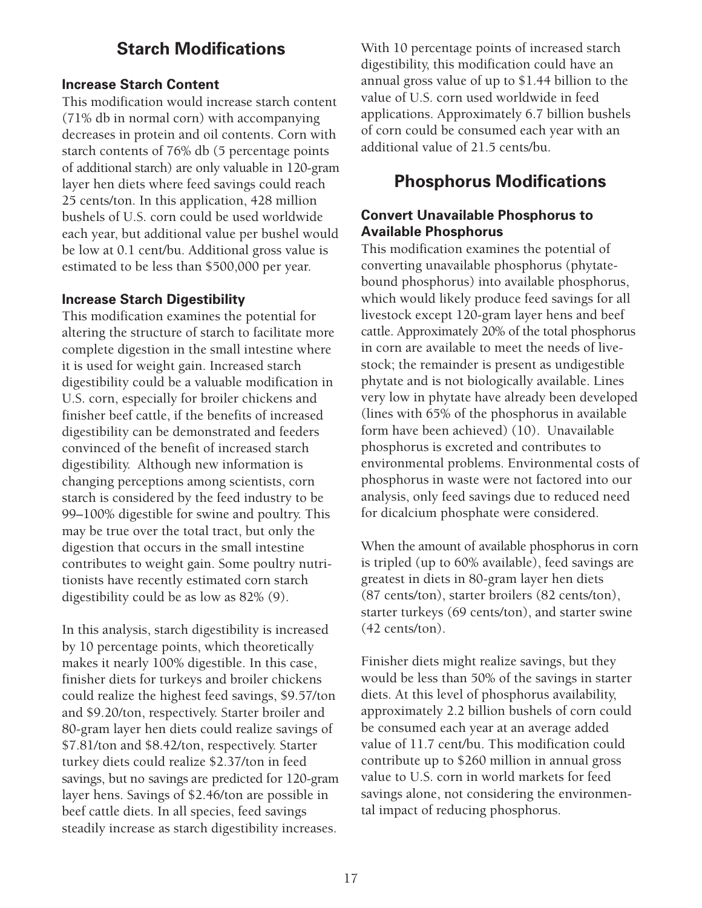## Starch Modifications

### Increase Starch Content

This modification would increase starch content (71% db in normal corn) with accompanying decreases in protein and oil contents. Corn with starch contents of 76% db (5 percentage points of additional starch) are only valuable in 120-gram layer hen diets where feed savings could reach 25 cents/ton. In this application, 428 million bushels of U.S. corn could be used worldwide each year, but additional value per bushel would be low at 0.1 cent/bu. Additional gross value is estimated to be less than $500,000 per year.

### Increase Starch Digestibility

This modification examines the potential for altering the structure of starch to facilitate more complete digestion in the small intestine where it is used for weight gain. Increased starch digestibility could be a valuable modification in U.S. corn, especially for broiler chickens and finisher beef cattle, if the benefits of increased digestibility can be demonstrated and feeders convinced of the benefit of increased starch digestibility. Although new information is changing perceptions among scientists, corn starch is considered by the feed industry to be 99–100% digestible for swine and poultry. This may be true over the total tract, but only the digestion that occurs in the small intestine contributes to weight gain. Some poultry nutritionists have recently estimated corn starch digestibility could be as low as 82% (9).

In this analysis, starch digestibility is increased by 10 percentage points, which theoretically makes it nearly 100% digestible. In this case, finisher diets for turkeys and broiler chickens could realize the highest feed savings, $9.57/ton and $9.20/ton, respectively. Starter broiler and 80-gram layer hen diets could realize savings of $7.81/ton and $8.42/ton, respectively. Starter turkey diets could realize $2.37/ton in feed savings, but no savings are predicted for 120-gram layer hens. Savings of $2.46/ton are possible in beef cattle diets. In all species, feed savings steadily increase as starch digestibility increases.

With 10 percentage points of increased starch digestibility, this modification could have an annual gross value of up to $1.44 billion to the value of U.S. corn used worldwide in feed applications. Approximately 6.7 billion bushels of corn could be consumed each year with an additional value of 21.5 cents/bu.

## Phosphorus Modifications

### Convert Unavailable Phosphorus to Available Phosphorus

This modification examines the potential of converting unavailable phosphorus (phytate-bound phosphorus) into available phosphorus, which would likely produce feed savings for all livestock except 120-gram layer hens and beef cattle. Approximately 20% of the total phosphorus in corn are available to meet the needs of livestock; the remainder is present as undigestible phytate and is not biologically available. Lines very low in phytate have already been developed (lines with 65% of the phosphorus in available form have been achieved) (10). Unavailable phosphorus is excreted and contributes to environmental problems. Environmental costs of phosphorus in waste were not factored into our analysis, only feed savings due to reduced need for dicalcium phosphate were considered.

When the amount of available phosphorus in corn is tripled (up to 60% available), feed savings are greatest in diets in 80-gram layer hen diets (87 cents/ton), starter broilers (82 cents/ton), starter turkeys (69 cents/ton), and starter swine (42 cents/ton).

Finisher diets might realize savings, but they would be less than 50% of the savings in starter diets. At this level of phosphorus availability, approximately 2.2 billion bushels of corn could be consumed each year at an average added value of 11.7 cent/bu. This modification could contribute up to $260 million in annual gross value to U.S. corn in world markets for feed savings alone, not considering the environmental impact of reducing phosphorus.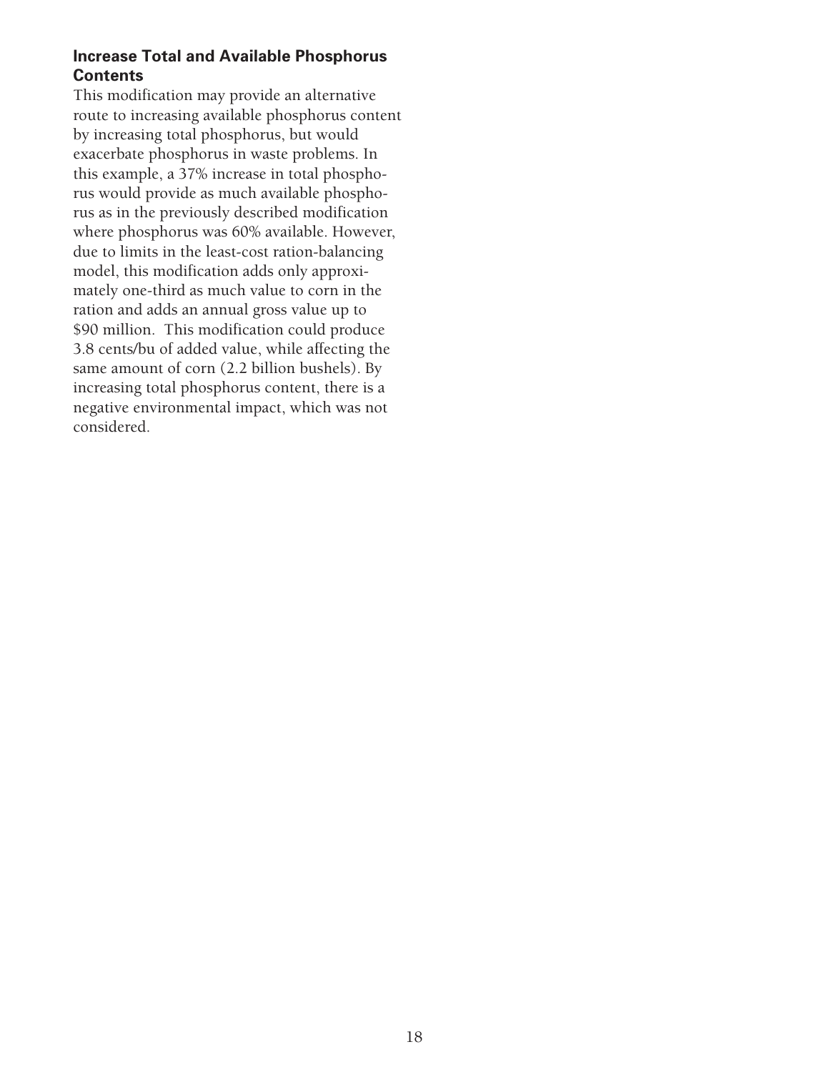### Increase Total and Available Phosphorus Contents

This modification may provide an alternative route to increasing available phosphorus content by increasing total phosphorus, but would exacerbate phosphorus in waste problems. In this example, a 37% increase in total phosphorus would provide as much available phosphorus as in the previously described modification where phosphorus was 60% available. However, due to limits in the least-cost ration-balancing model, this modification adds only approximately one-third as much value to corn in the ration and adds an annual gross value up to $90 million. This modification could produce 3.8 cents/bu of added value, while affecting the same amount of corn (2.2 billion bushels). By increasing total phosphorus content, there is a negative environmental impact, which was not considered.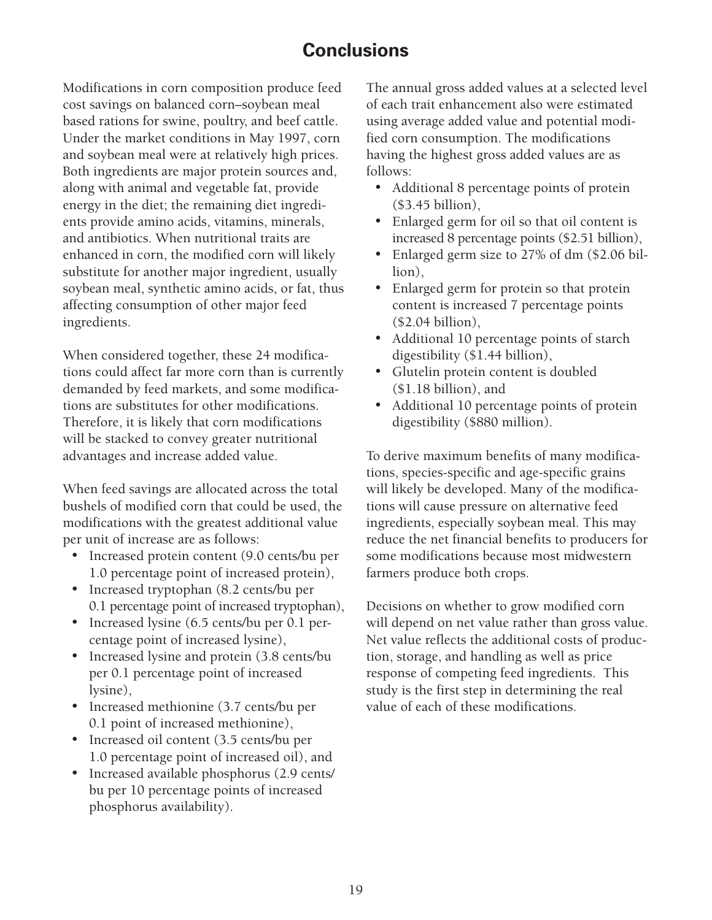# Conclusions

Modifications in corn composition produce feed cost savings on balanced corn–soybean meal based rations for swine, poultry, and beef cattle. Under the market conditions in May 1997, corn and soybean meal were at relatively high prices. Both ingredients are major protein sources and, along with animal and vegetable fat, provide energy in the diet; the remaining diet ingredients provide amino acids, vitamins, minerals, and antibiotics. When nutritional traits are enhanced in corn, the modified corn will likely substitute for another major ingredient, usually soybean meal, synthetic amino acids, or fat, thus affecting consumption of other major feed ingredients.

When considered together, these 24 modifications could affect far more corn than is currently demanded by feed markets, and some modifications are substitutes for other modifications. Therefore, it is likely that corn modifications will be stacked to convey greater nutritional advantages and increase added value.

When feed savings are allocated across the total bushels of modified corn that could be used, the modifications with the greatest additional value per unit of increase are as follows:

- Increased protein content (9.0 cents/bu per 1.0 percentage point of increased protein),
- Increased tryptophan (8.2 cents/bu per 0.1 percentage point of increased tryptophan),
- Increased lysine (6.5 cents/bu per 0.1 percentage point of increased lysine),
- Increased lysine and protein (3.8 cents/bu per 0.1 percentage point of increased lysine),
- Increased methionine (3.7 cents/bu per 0.1 point of increased methionine),
- Increased oil content (3.5 cents/bu per 1.0 percentage point of increased oil), and
- Increased available phosphorus (2.9 cents/bu per 10 percentage points of increased phosphorus availability).

The annual gross added values at a selected level of each trait enhancement also were estimated using average added value and potential modified corn consumption. The modifications having the highest gross added values are as follows:

- Additional 8 percentage points of protein ($3.45 billion),
- Enlarged germ for oil so that oil content is increased 8 percentage points ($2.51 billion),
- Enlarged germ size to 27% of dm ($2.06 billion),
- Enlarged germ for protein so that protein content is increased 7 percentage points ($2.04 billion),
- Additional 10 percentage points of starch digestibility ($1.44 billion),
- Glutelin protein content is doubled ($1.18 billion), and
- Additional 10 percentage points of protein digestibility ($880 million).

To derive maximum benefits of many modifications, species-specific and age-specific grains will likely be developed. Many of the modifications will cause pressure on alternative feed ingredients, especially soybean meal. This may reduce the net financial benefits to producers for some modifications because most midwestern farmers produce both crops.

Decisions on whether to grow modified corn will depend on net value rather than gross value. Net value reflects the additional costs of production, storage, and handling as well as price response of competing feed ingredients. This study is the first step in determining the real value of each of these modifications.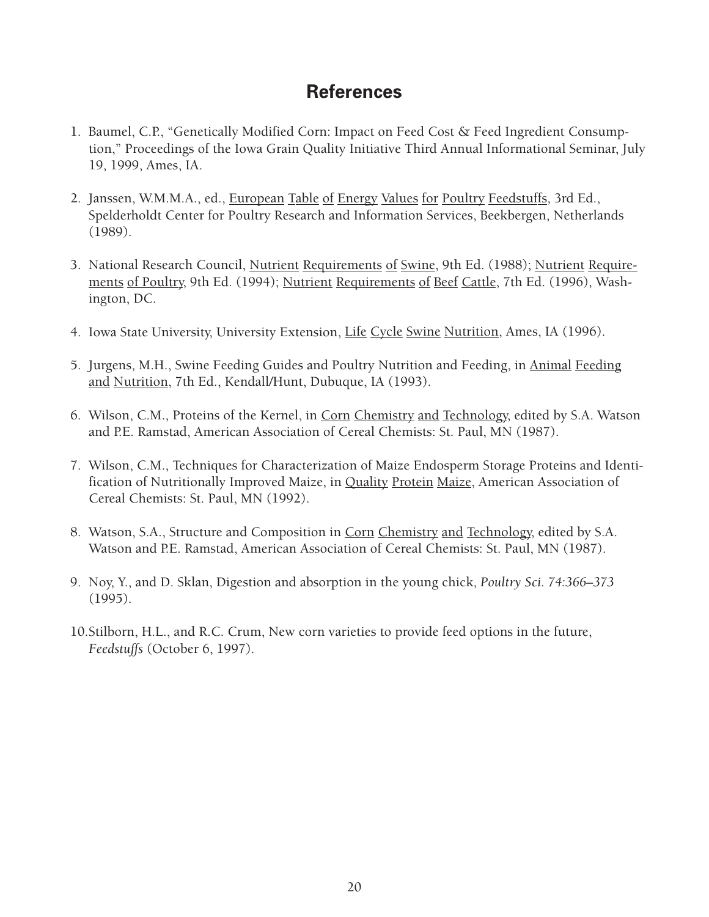# References

1. Baumel, C.P., "Genetically Modified Corn: Impact on Feed Cost & Feed Ingredient Consumption," Proceedings of the Iowa Grain Quality Initiative Third Annual Informational Seminar, July 19, 1999, Ames, IA.

2. Janssen, W.M.M.A., ed., European Table of Energy Values for Poultry Feedstuffs, 3rd Ed., Spelderholdt Center for Poultry Research and Information Services, Beekbergen, Netherlands (1989).

3. National Research Council, Nutrient Requirements of Swine, 9th Ed. (1988); Nutrient Requirements of Poultry, 9th Ed. (1994); Nutrient Requirements of Beef Cattle, 7th Ed. (1996), Washington, DC.

4. Iowa State University, University Extension, Life Cycle Swine Nutrition, Ames, IA (1996).

5. Jurgens, M.H., Swine Feeding Guides and Poultry Nutrition and Feeding, in Animal Feeding and Nutrition, 7th Ed., Kendall/Hunt, Dubuque, IA (1993).

6. Wilson, C.M., Proteins of the Kernel, in Corn Chemistry and Technology, edited by S.A. Watson and P.E. Ramstad, American Association of Cereal Chemists: St. Paul, MN (1987).

7. Wilson, C.M., Techniques for Characterization of Maize Endosperm Storage Proteins and Identification of Nutritionally Improved Maize, in Quality Protein Maize, American Association of Cereal Chemists: St. Paul, MN (1992).

8. Watson, S.A., Structure and Composition in Corn Chemistry and Technology, edited by S.A. Watson and P.E. Ramstad, American Association of Cereal Chemists: St. Paul, MN (1987).

9. Noy, Y., and D. Sklan, Digestion and absorption in the young chick, *Poultry Sci. 74:366–373* (1995).

10. Stilborn, H.L., and R.C. Crum, New corn varieties to provide feed options in the future, *Feedstuffs* (October 6, 1997).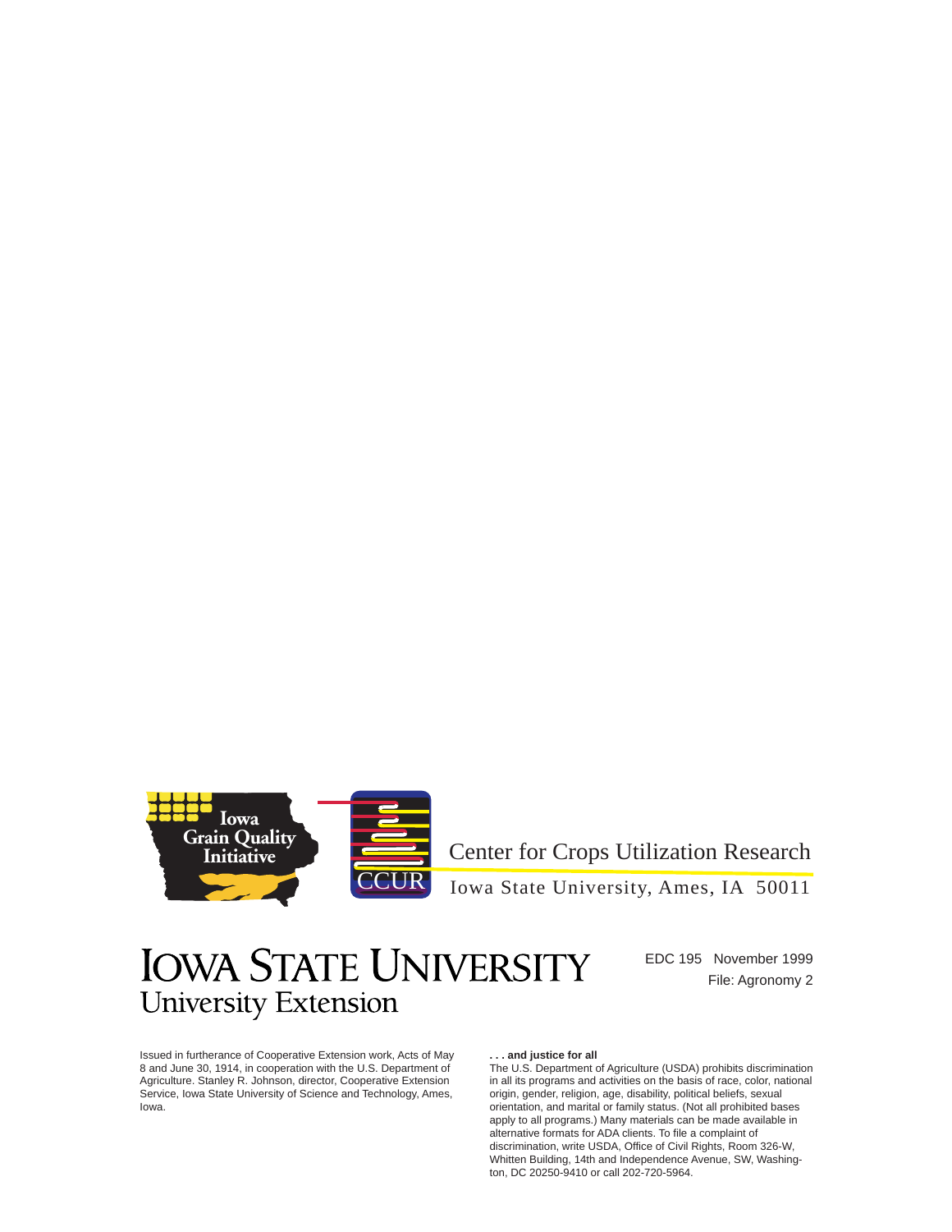Iowa Grain Quality Initiative

CCUR

Center for Crops Utilization Research

Iowa State University, Ames, IA 50011

IOWA STATE UNIVERSITY
University Extension

EDC 195 November 1999
File: Agronomy 2

Issued in furtherance of Cooperative Extension work, Acts of May 8 and June 30, 1914, in cooperation with the U.S. Department of Agriculture. Stanley R. Johnson, director, Cooperative Extension Service, Iowa State University of Science and Technology, Ames, Iowa.

**. . . and justice for all**
The U.S. Department of Agriculture (USDA) prohibits discrimination in all its programs and activities on the basis of race, color, national origin, gender, religion, age, disability, political beliefs, sexual orientation, and marital or family status. (Not all prohibited bases apply to all programs.) Many materials can be made available in alternative formats for ADA clients. To file a complaint of discrimination, write USDA, Office of Civil Rights, Room 326-W, Whitten Building, 14th and Independence Avenue, SW, Washington, DC 20250-9410 or call 202-720-5964.